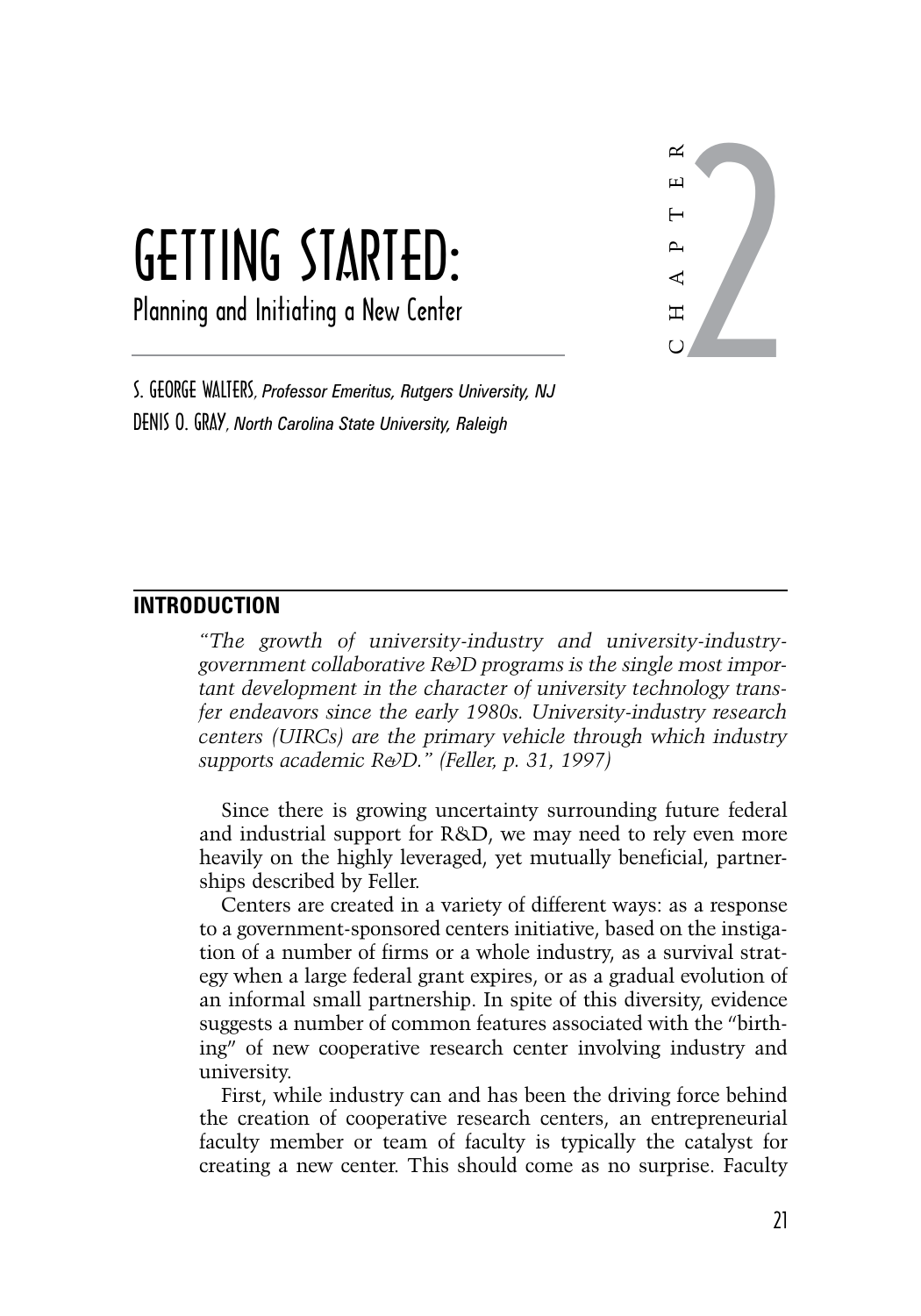# GETTING STARTED:

## Planning and Initiating a New Center

CHAPTER 2

S. GEORGE WALTERS, *Professor Emeritus, Rutgers University, NJ*
DENIS O. GRAY, *North Carolina State University, Raleigh*

## INTRODUCTION

*"The growth of university-industry and university-industry-government collaborative R&D programs is the single most important development in the character of university technology transfer endeavors since the early 1980s. University-industry research centers (UIRCs) are the primary vehicle through which industry supports academic R&D." (Feller, p. 31, 1997)*

Since there is growing uncertainty surrounding future federal and industrial support for R&D, we may need to rely even more heavily on the highly leveraged, yet mutually beneficial, partnerships described by Feller.

Centers are created in a variety of different ways: as a response to a government-sponsored centers initiative, based on the instigation of a number of firms or a whole industry, as a survival strategy when a large federal grant expires, or as a gradual evolution of an informal small partnership. In spite of this diversity, evidence suggests a number of common features associated with the "birthing" of new cooperative research center involving industry and university.

First, while industry can and has been the driving force behind the creation of cooperative research centers, an entrepreneurial faculty member or team of faculty is typically the catalyst for creating a new center. This should come as no surprise. Faculty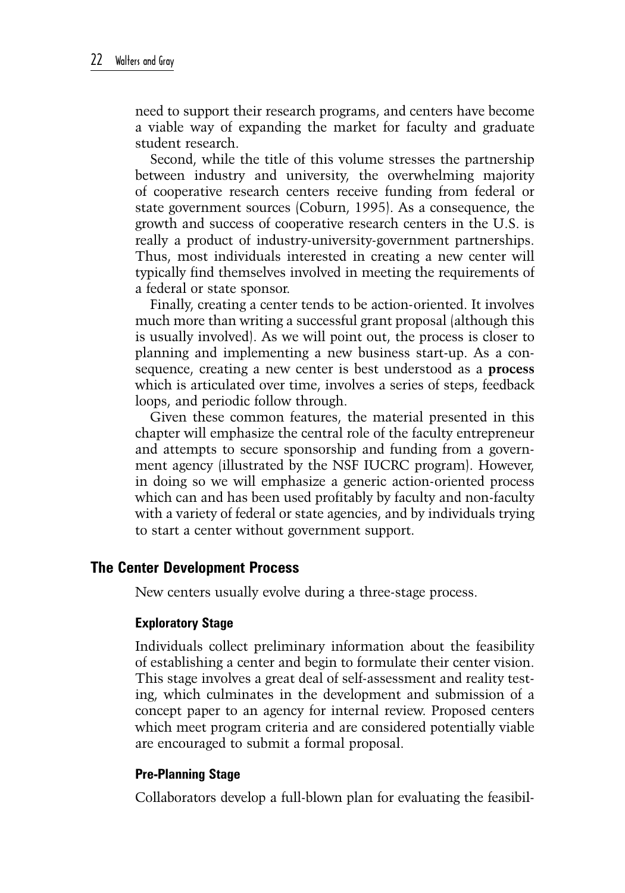need to support their research programs, and centers have become a viable way of expanding the market for faculty and graduate student research.

Second, while the title of this volume stresses the partnership between industry and university, the overwhelming majority of cooperative research centers receive funding from federal or state government sources (Coburn, 1995). As a consequence, the growth and success of cooperative research centers in the U.S. is really a product of industry-university-government partnerships. Thus, most individuals interested in creating a new center will typically find themselves involved in meeting the requirements of a federal or state sponsor.

Finally, creating a center tends to be action-oriented. It involves much more than writing a successful grant proposal (although this is usually involved). As we will point out, the process is closer to planning and implementing a new business start-up. As a consequence, creating a new center is best understood as a **process** which is articulated over time, involves a series of steps, feedback loops, and periodic follow through.

Given these common features, the material presented in this chapter will emphasize the central role of the faculty entrepreneur and attempts to secure sponsorship and funding from a government agency (illustrated by the NSF IUCRC program). However, in doing so we will emphasize a generic action-oriented process which can and has been used profitably by faculty and non-faculty with a variety of federal or state agencies, and by individuals trying to start a center without government support.

## The Center Development Process

New centers usually evolve during a three-stage process.

### Exploratory Stage

Individuals collect preliminary information about the feasibility of establishing a center and begin to formulate their center vision. This stage involves a great deal of self-assessment and reality testing, which culminates in the development and submission of a concept paper to an agency for internal review. Proposed centers which meet program criteria and are considered potentially viable are encouraged to submit a formal proposal.

### Pre-Planning Stage

Collaborators develop a full-blown plan for evaluating the feasibil-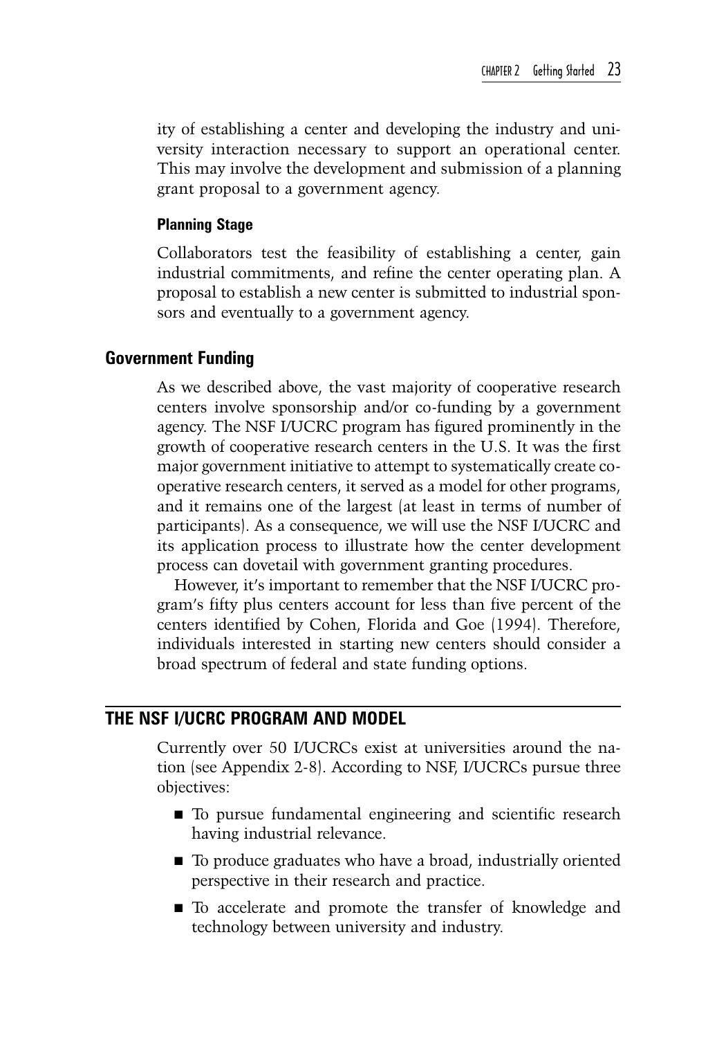ity of establishing a center and developing the industry and university interaction necessary to support an operational center. This may involve the development and submission of a planning grant proposal to a government agency.

#### Planning Stage

Collaborators test the feasibility of establishing a center, gain industrial commitments, and refine the center operating plan. A proposal to establish a new center is submitted to industrial sponsors and eventually to a government agency.

### Government Funding

As we described above, the vast majority of cooperative research centers involve sponsorship and/or co-funding by a government agency. The NSF I/UCRC program has figured prominently in the growth of cooperative research centers in the U.S. It was the first major government initiative to attempt to systematically create cooperative research centers, it served as a model for other programs, and it remains one of the largest (at least in terms of number of participants). As a consequence, we will use the NSF I/UCRC and its application process to illustrate how the center development process can dovetail with government granting procedures.

However, it's important to remember that the NSF I/UCRC program's fifty plus centers account for less than five percent of the centers identified by Cohen, Florida and Goe (1994). Therefore, individuals interested in starting new centers should consider a broad spectrum of federal and state funding options.

## THE NSF I/UCRC PROGRAM AND MODEL

Currently over 50 I/UCRCs exist at universities around the nation (see Appendix 2-8). According to NSF, I/UCRCs pursue three objectives:

- To pursue fundamental engineering and scientific research having industrial relevance.
- To produce graduates who have a broad, industrially oriented perspective in their research and practice.
- To accelerate and promote the transfer of knowledge and technology between university and industry.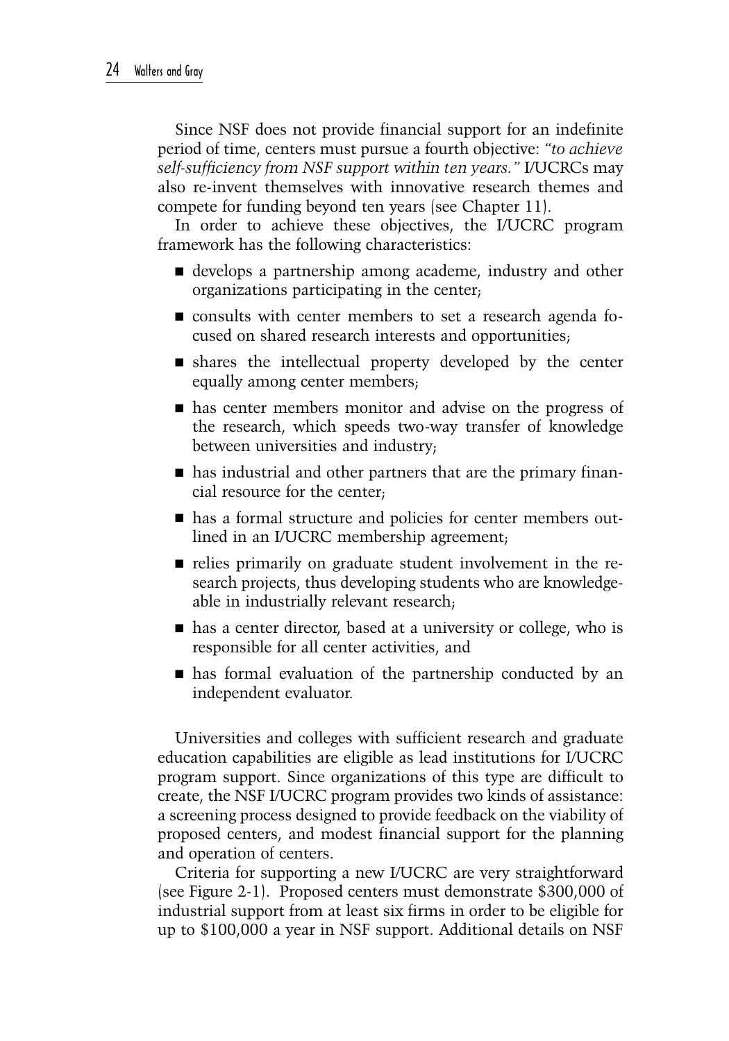Since NSF does not provide financial support for an indefinite period of time, centers must pursue a fourth objective: *"to achieve self-sufficiency from NSF support within ten years."* I/UCRCs may also re-invent themselves with innovative research themes and compete for funding beyond ten years (see Chapter 11).

In order to achieve these objectives, the I/UCRC program framework has the following characteristics:

- develops a partnership among academe, industry and other organizations participating in the center;
- consults with center members to set a research agenda focused on shared research interests and opportunities;
- shares the intellectual property developed by the center equally among center members;
- has center members monitor and advise on the progress of the research, which speeds two-way transfer of knowledge between universities and industry;
- has industrial and other partners that are the primary financial resource for the center;
- has a formal structure and policies for center members outlined in an I/UCRC membership agreement;
- relies primarily on graduate student involvement in the research projects, thus developing students who are knowledgeable in industrially relevant research;
- has a center director, based at a university or college, who is responsible for all center activities, and
- has formal evaluation of the partnership conducted by an independent evaluator.

Universities and colleges with sufficient research and graduate education capabilities are eligible as lead institutions for I/UCRC program support. Since organizations of this type are difficult to create, the NSF I/UCRC program provides two kinds of assistance: a screening process designed to provide feedback on the viability of proposed centers, and modest financial support for the planning and operation of centers.

Criteria for supporting a new I/UCRC are very straightforward (see Figure 2-1). Proposed centers must demonstrate $300,000 of industrial support from at least six firms in order to be eligible for up to $100,000 a year in NSF support. Additional details on NSF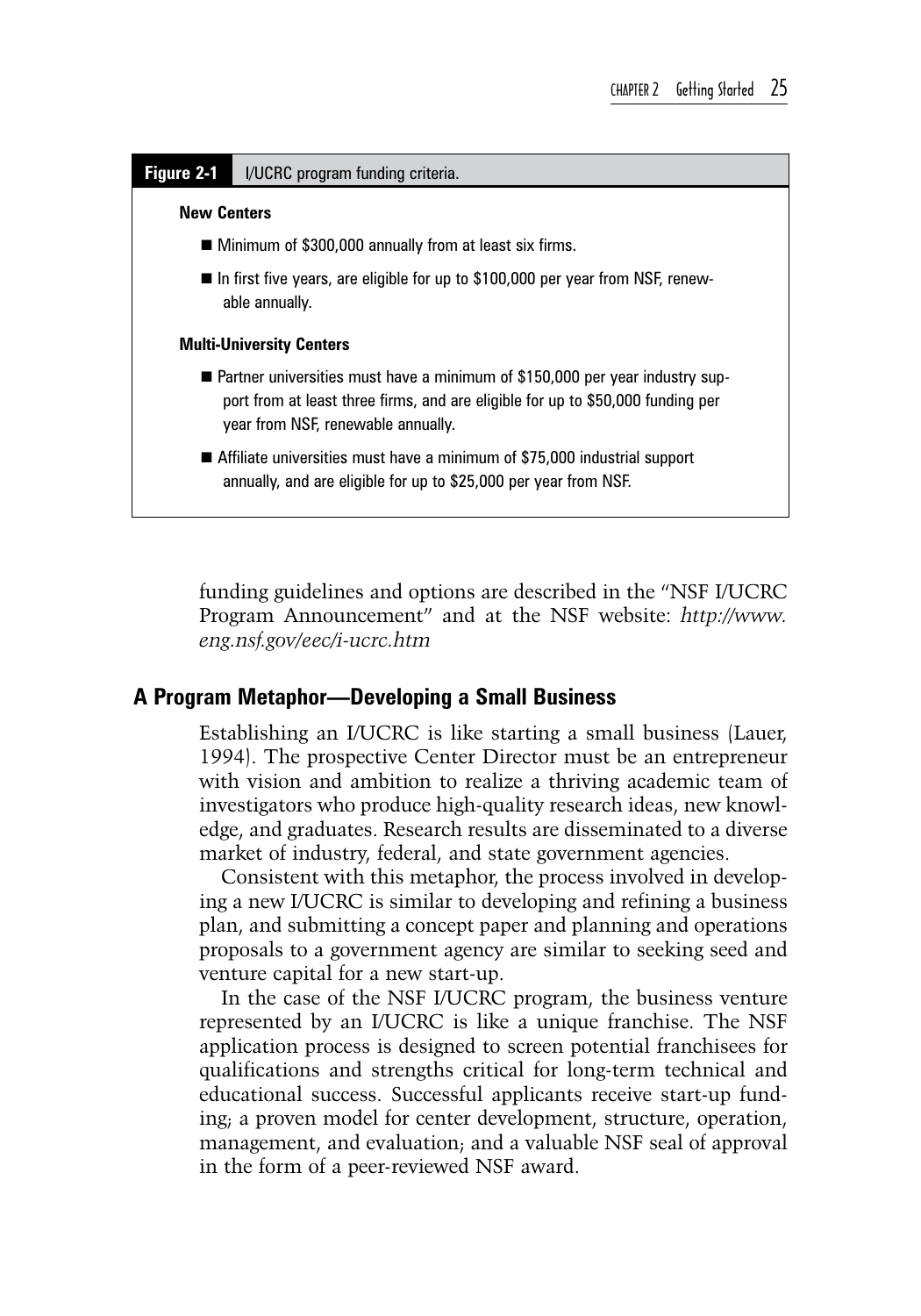**Figure 2-1** I/UCRC program funding criteria.

**New Centers**

- Minimum of $300,000 annually from at least six firms.
- In first five years, are eligible for up to $100,000 per year from NSF, renewable annually.

**Multi-University Centers**

- Partner universities must have a minimum of $150,000 per year industry support from at least three firms, and are eligible for up to $50,000 funding per year from NSF, renewable annually.
- Affiliate universities must have a minimum of $75,000 industrial support annually, and are eligible for up to $25,000 per year from NSF.

funding guidelines and options are described in the "NSF I/UCRC Program Announcement" and at the NSF website: *http://www.eng.nsf.gov/eec/i-ucrc.htm*

## A Program Metaphor—Developing a Small Business

Establishing an I/UCRC is like starting a small business (Lauer, 1994). The prospective Center Director must be an entrepreneur with vision and ambition to realize a thriving academic team of investigators who produce high-quality research ideas, new knowledge, and graduates. Research results are disseminated to a diverse market of industry, federal, and state government agencies.

Consistent with this metaphor, the process involved in developing a new I/UCRC is similar to developing and refining a business plan, and submitting a concept paper and planning and operations proposals to a government agency are similar to seeking seed and venture capital for a new start-up.

In the case of the NSF I/UCRC program, the business venture represented by an I/UCRC is like a unique franchise. The NSF application process is designed to screen potential franchisees for qualifications and strengths critical for long-term technical and educational success. Successful applicants receive start-up funding; a proven model for center development, structure, operation, management, and evaluation; and a valuable NSF seal of approval in the form of a peer-reviewed NSF award.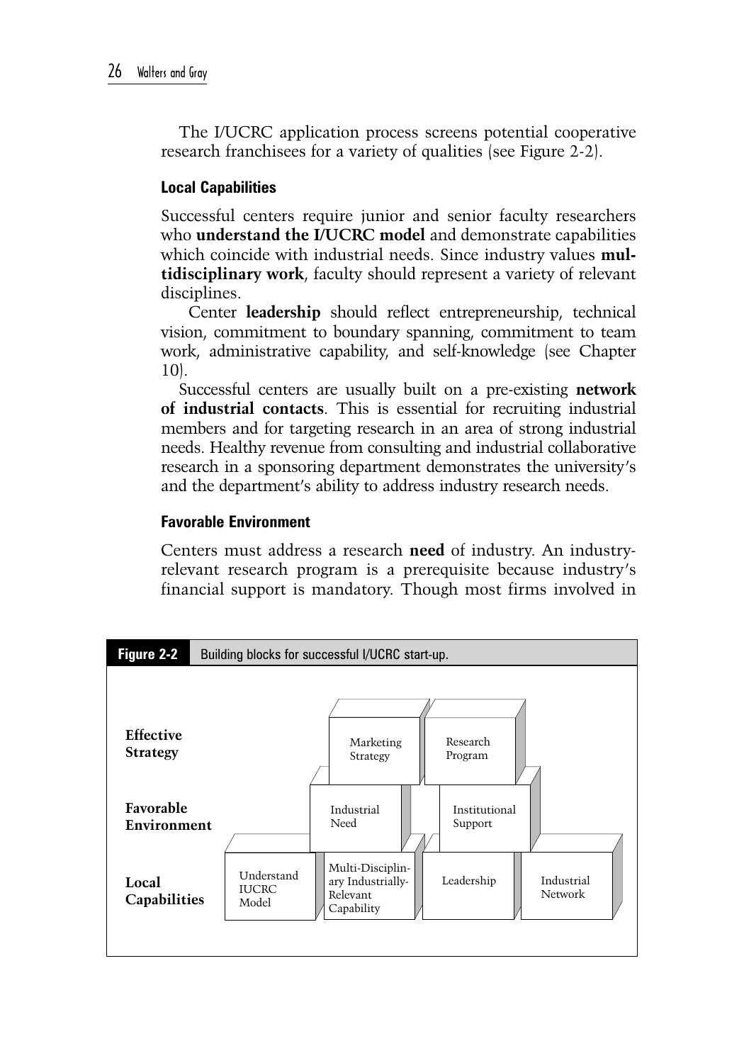The I/UCRC application process screens potential cooperative research franchisees for a variety of qualities (see Figure 2-2).

### Local Capabilities

Successful centers require junior and senior faculty researchers who **understand the I/UCRC model** and demonstrate capabilities which coincide with industrial needs. Since industry values **multidisciplinary work**, faculty should represent a variety of relevant disciplines.

Center **leadership** should reflect entrepreneurship, technical vision, commitment to boundary spanning, commitment to team work, administrative capability, and self-knowledge (see Chapter 10).

Successful centers are usually built on a pre-existing **network of industrial contacts**. This is essential for recruiting industrial members and for targeting research in an area of strong industrial needs. Healthy revenue from consulting and industrial collaborative research in a sponsoring department demonstrates the university's and the department's ability to address industry research needs.

### Favorable Environment

Centers must address a research **need** of industry. An industry-relevant research program is a prerequisite because industry's financial support is mandatory. Though most firms involved in

**Figure 2-2** Building blocks for successful I/UCRC start-up.

| Level | Building Blocks |
|---|---|
| **Effective Strategy** | Marketing Strategy; Research Program |
| **Favorable Environment** | Industrial Need; Institutional Support |
| **Local Capabilities** | Understand IUCRC Model; Multi-Disciplinary Industrially-Relevant Capability; Leadership; Industrial Network |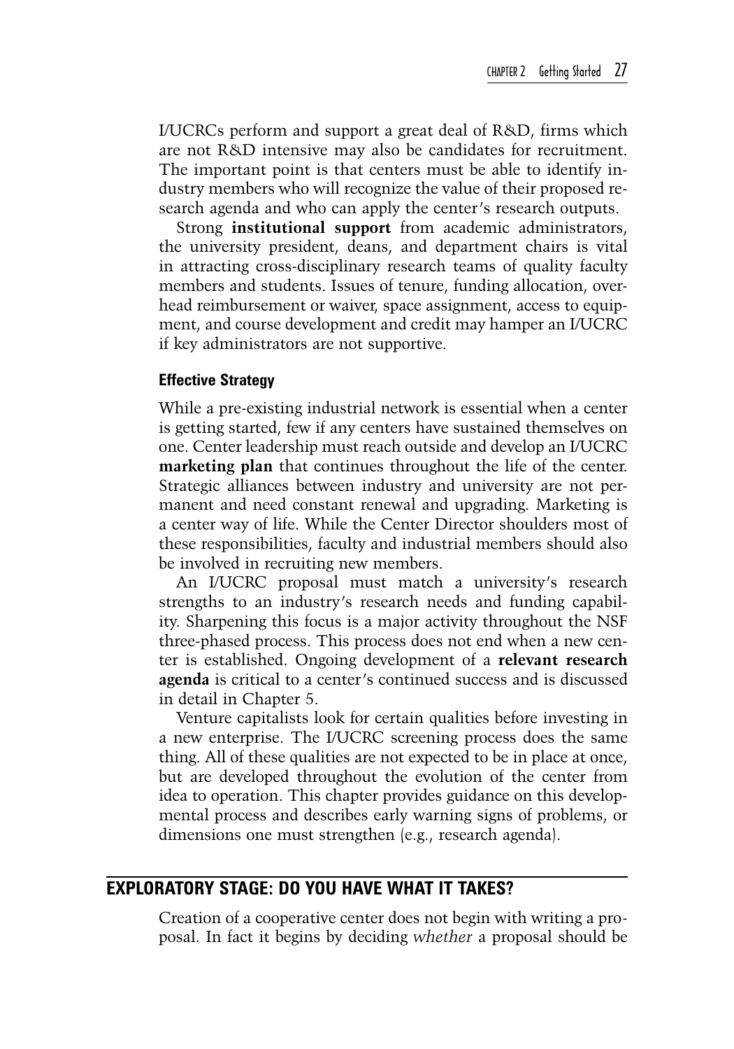I/UCRCs perform and support a great deal of R&D, firms which are not R&D intensive may also be candidates for recruitment. The important point is that centers must be able to identify industry members who will recognize the value of their proposed research agenda and who can apply the center's research outputs.

Strong **institutional support** from academic administrators, the university president, deans, and department chairs is vital in attracting cross-disciplinary research teams of quality faculty members and students. Issues of tenure, funding allocation, overhead reimbursement or waiver, space assignment, access to equipment, and course development and credit may hamper an I/UCRC if key administrators are not supportive.

### Effective Strategy

While a pre-existing industrial network is essential when a center is getting started, few if any centers have sustained themselves on one. Center leadership must reach outside and develop an I/UCRC **marketing plan** that continues throughout the life of the center. Strategic alliances between industry and university are not permanent and need constant renewal and upgrading. Marketing is a center way of life. While the Center Director shoulders most of these responsibilities, faculty and industrial members should also be involved in recruiting new members.

An I/UCRC proposal must match a university's research strengths to an industry's research needs and funding capability. Sharpening this focus is a major activity throughout the NSF three-phased process. This process does not end when a new center is established. Ongoing development of a **relevant research agenda** is critical to a center's continued success and is discussed in detail in Chapter 5.

Venture capitalists look for certain qualities before investing in a new enterprise. The I/UCRC screening process does the same thing. All of these qualities are not expected to be in place at once, but are developed throughout the evolution of the center from idea to operation. This chapter provides guidance on this developmental process and describes early warning signs of problems, or dimensions one must strengthen (e.g., research agenda).

## EXPLORATORY STAGE: DO YOU HAVE WHAT IT TAKES?

Creation of a cooperative center does not begin with writing a proposal. In fact it begins by deciding *whether* a proposal should be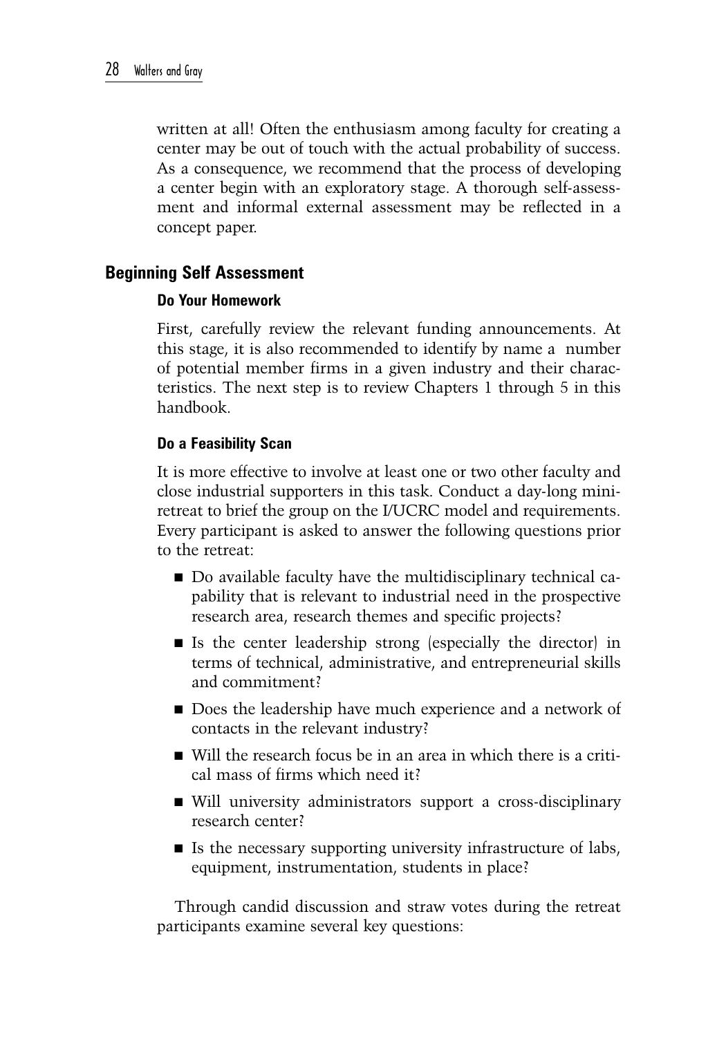written at all! Often the enthusiasm among faculty for creating a center may be out of touch with the actual probability of success. As a consequence, we recommend that the process of developing a center begin with an exploratory stage. A thorough self-assessment and informal external assessment may be reflected in a concept paper.

## Beginning Self Assessment

### Do Your Homework

First, carefully review the relevant funding announcements. At this stage, it is also recommended to identify by name a number of potential member firms in a given industry and their characteristics. The next step is to review Chapters 1 through 5 in this handbook.

### Do a Feasibility Scan

It is more effective to involve at least one or two other faculty and close industrial supporters in this task. Conduct a day-long mini-retreat to brief the group on the I/UCRC model and requirements. Every participant is asked to answer the following questions prior to the retreat:

- Do available faculty have the multidisciplinary technical capability that is relevant to industrial need in the prospective research area, research themes and specific projects?
- Is the center leadership strong (especially the director) in terms of technical, administrative, and entrepreneurial skills and commitment?
- Does the leadership have much experience and a network of contacts in the relevant industry?
- Will the research focus be in an area in which there is a critical mass of firms which need it?
- Will university administrators support a cross-disciplinary research center?
- Is the necessary supporting university infrastructure of labs, equipment, instrumentation, students in place?

Through candid discussion and straw votes during the retreat participants examine several key questions: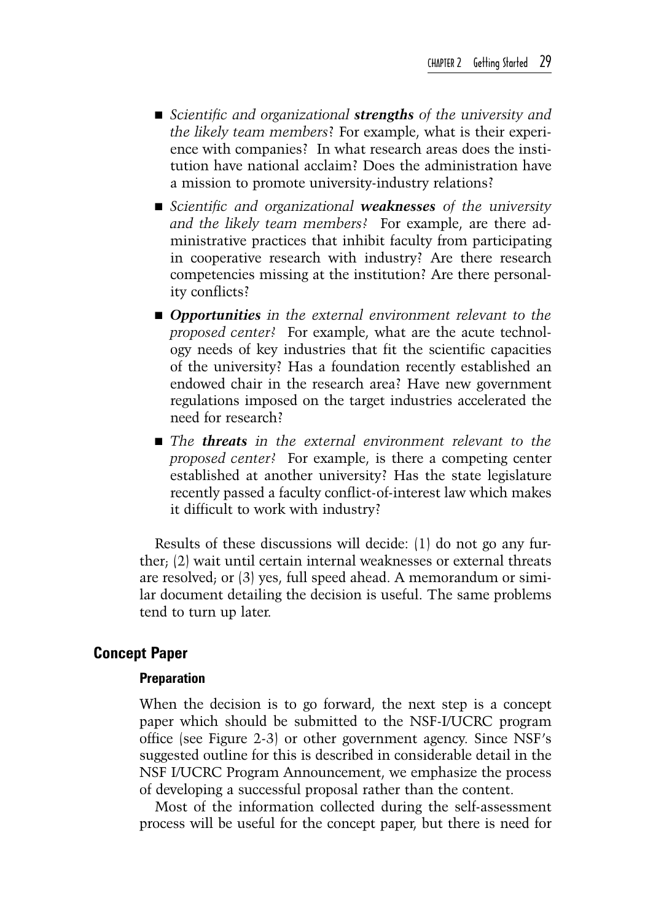- *Scientific and organizational* ***strengths*** *of the university and the likely team members*? For example, what is their experience with companies? In what research areas does the institution have national acclaim? Does the administration have a mission to promote university-industry relations?
- *Scientific and organizational* ***weaknesses*** *of the university and the likely team members?* For example, are there administrative practices that inhibit faculty from participating in cooperative research with industry? Are there research competencies missing at the institution? Are there personality conflicts?
- ***Opportunities*** *in the external environment relevant to the proposed center?* For example, what are the acute technology needs of key industries that fit the scientific capacities of the university? Has a foundation recently established an endowed chair in the research area? Have new government regulations imposed on the target industries accelerated the need for research?
- *The* ***threats*** *in the external environment relevant to the proposed center?* For example, is there a competing center established at another university? Has the state legislature recently passed a faculty conflict-of-interest law which makes it difficult to work with industry?

Results of these discussions will decide: (1) do not go any further; (2) wait until certain internal weaknesses or external threats are resolved; or (3) yes, full speed ahead. A memorandum or similar document detailing the decision is useful. The same problems tend to turn up later.

## Concept Paper

### Preparation

When the decision is to go forward, the next step is a concept paper which should be submitted to the NSF-I/UCRC program office (see Figure 2-3) or other government agency. Since NSF's suggested outline for this is described in considerable detail in the NSF I/UCRC Program Announcement, we emphasize the process of developing a successful proposal rather than the content.

Most of the information collected during the self-assessment process will be useful for the concept paper, but there is need for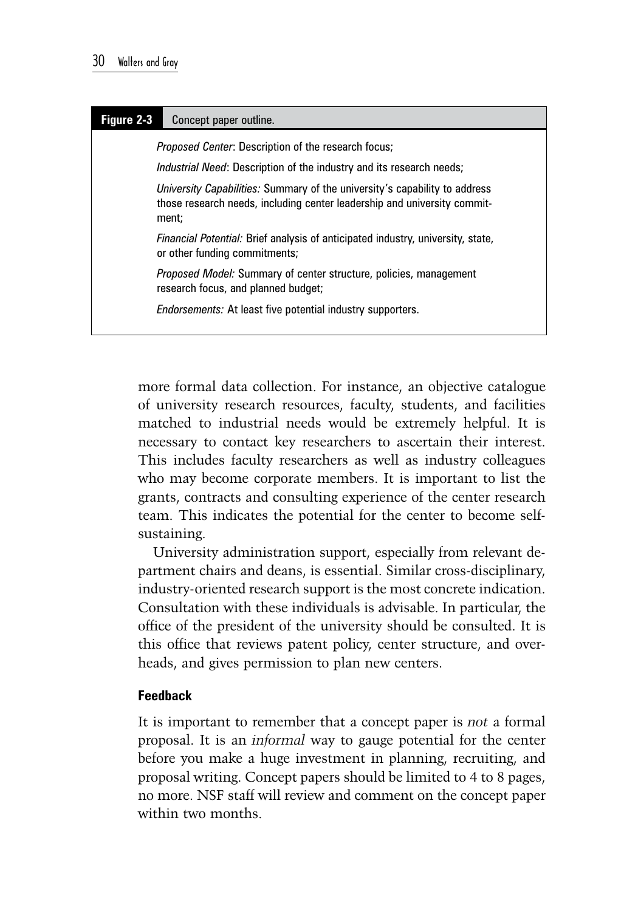**Figure 2-3** Concept paper outline.

*Proposed Center*: Description of the research focus;

*Industrial Need*: Description of the industry and its research needs;

*University Capabilities:* Summary of the university's capability to address those research needs, including center leadership and university commitment;

*Financial Potential:* Brief analysis of anticipated industry, university, state, or other funding commitments;

*Proposed Model:* Summary of center structure, policies, management research focus, and planned budget;

*Endorsements:* At least five potential industry supporters.

more formal data collection. For instance, an objective catalogue of university research resources, faculty, students, and facilities matched to industrial needs would be extremely helpful. It is necessary to contact key researchers to ascertain their interest. This includes faculty researchers as well as industry colleagues who may become corporate members. It is important to list the grants, contracts and consulting experience of the center research team. This indicates the potential for the center to become self-sustaining.

University administration support, especially from relevant department chairs and deans, is essential. Similar cross-disciplinary, industry-oriented research support is the most concrete indication. Consultation with these individuals is advisable. In particular, the office of the president of the university should be consulted. It is this office that reviews patent policy, center structure, and overheads, and gives permission to plan new centers.

### Feedback

It is important to remember that a concept paper is *not* a formal proposal. It is an *informal* way to gauge potential for the center before you make a huge investment in planning, recruiting, and proposal writing. Concept papers should be limited to 4 to 8 pages, no more. NSF staff will review and comment on the concept paper within two months.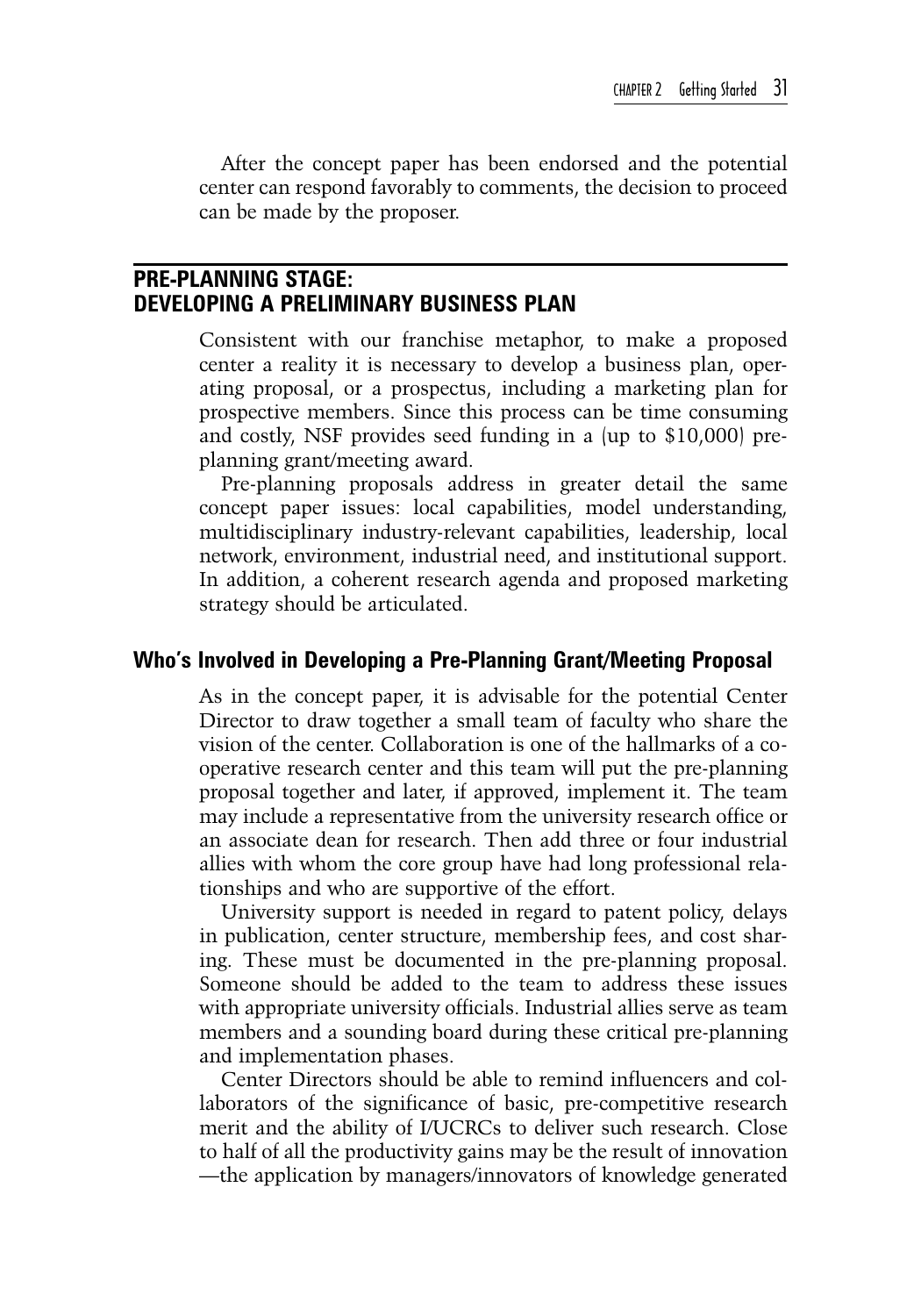After the concept paper has been endorsed and the potential center can respond favorably to comments, the decision to proceed can be made by the proposer.

## PRE-PLANNING STAGE: DEVELOPING A PRELIMINARY BUSINESS PLAN

Consistent with our franchise metaphor, to make a proposed center a reality it is necessary to develop a business plan, operating proposal, or a prospectus, including a marketing plan for prospective members. Since this process can be time consuming and costly, NSF provides seed funding in a (up to $10,000) pre-planning grant/meeting award.

Pre-planning proposals address in greater detail the same concept paper issues: local capabilities, model understanding, multidisciplinary industry-relevant capabilities, leadership, local network, environment, industrial need, and institutional support. In addition, a coherent research agenda and proposed marketing strategy should be articulated.

### Who's Involved in Developing a Pre-Planning Grant/Meeting Proposal

As in the concept paper, it is advisable for the potential Center Director to draw together a small team of faculty who share the vision of the center. Collaboration is one of the hallmarks of a cooperative research center and this team will put the pre-planning proposal together and later, if approved, implement it. The team may include a representative from the university research office or an associate dean for research. Then add three or four industrial allies with whom the core group have had long professional relationships and who are supportive of the effort.

University support is needed in regard to patent policy, delays in publication, center structure, membership fees, and cost sharing. These must be documented in the pre-planning proposal. Someone should be added to the team to address these issues with appropriate university officials. Industrial allies serve as team members and a sounding board during these critical pre-planning and implementation phases.

Center Directors should be able to remind influencers and collaborators of the significance of basic, pre-competitive research merit and the ability of I/UCRCs to deliver such research. Close to half of all the productivity gains may be the result of innovation —the application by managers/innovators of knowledge generated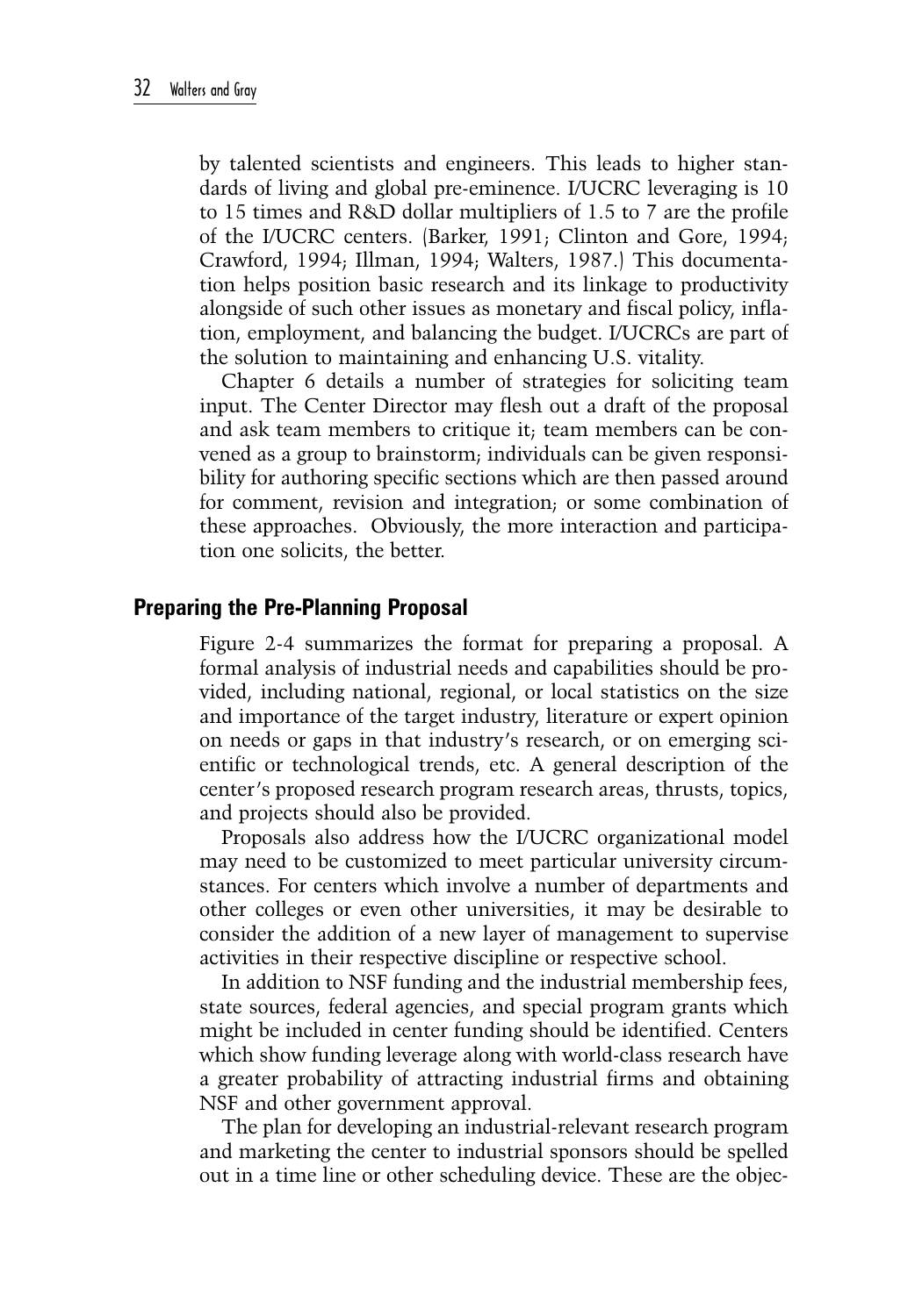by talented scientists and engineers. This leads to higher standards of living and global pre-eminence. I/UCRC leveraging is 10 to 15 times and R&D dollar multipliers of 1.5 to 7 are the profile of the I/UCRC centers. (Barker, 1991; Clinton and Gore, 1994; Crawford, 1994; Illman, 1994; Walters, 1987.) This documentation helps position basic research and its linkage to productivity alongside of such other issues as monetary and fiscal policy, inflation, employment, and balancing the budget. I/UCRCs are part of the solution to maintaining and enhancing U.S. vitality.

Chapter 6 details a number of strategies for soliciting team input. The Center Director may flesh out a draft of the proposal and ask team members to critique it; team members can be convened as a group to brainstorm; individuals can be given responsibility for authoring specific sections which are then passed around for comment, revision and integration; or some combination of these approaches. Obviously, the more interaction and participation one solicits, the better.

## Preparing the Pre-Planning Proposal

Figure 2-4 summarizes the format for preparing a proposal. A formal analysis of industrial needs and capabilities should be provided, including national, regional, or local statistics on the size and importance of the target industry, literature or expert opinion on needs or gaps in that industry's research, or on emerging scientific or technological trends, etc. A general description of the center's proposed research program research areas, thrusts, topics, and projects should also be provided.

Proposals also address how the I/UCRC organizational model may need to be customized to meet particular university circumstances. For centers which involve a number of departments and other colleges or even other universities, it may be desirable to consider the addition of a new layer of management to supervise activities in their respective discipline or respective school.

In addition to NSF funding and the industrial membership fees, state sources, federal agencies, and special program grants which might be included in center funding should be identified. Centers which show funding leverage along with world-class research have a greater probability of attracting industrial firms and obtaining NSF and other government approval.

The plan for developing an industrial-relevant research program and marketing the center to industrial sponsors should be spelled out in a time line or other scheduling device. These are the objec-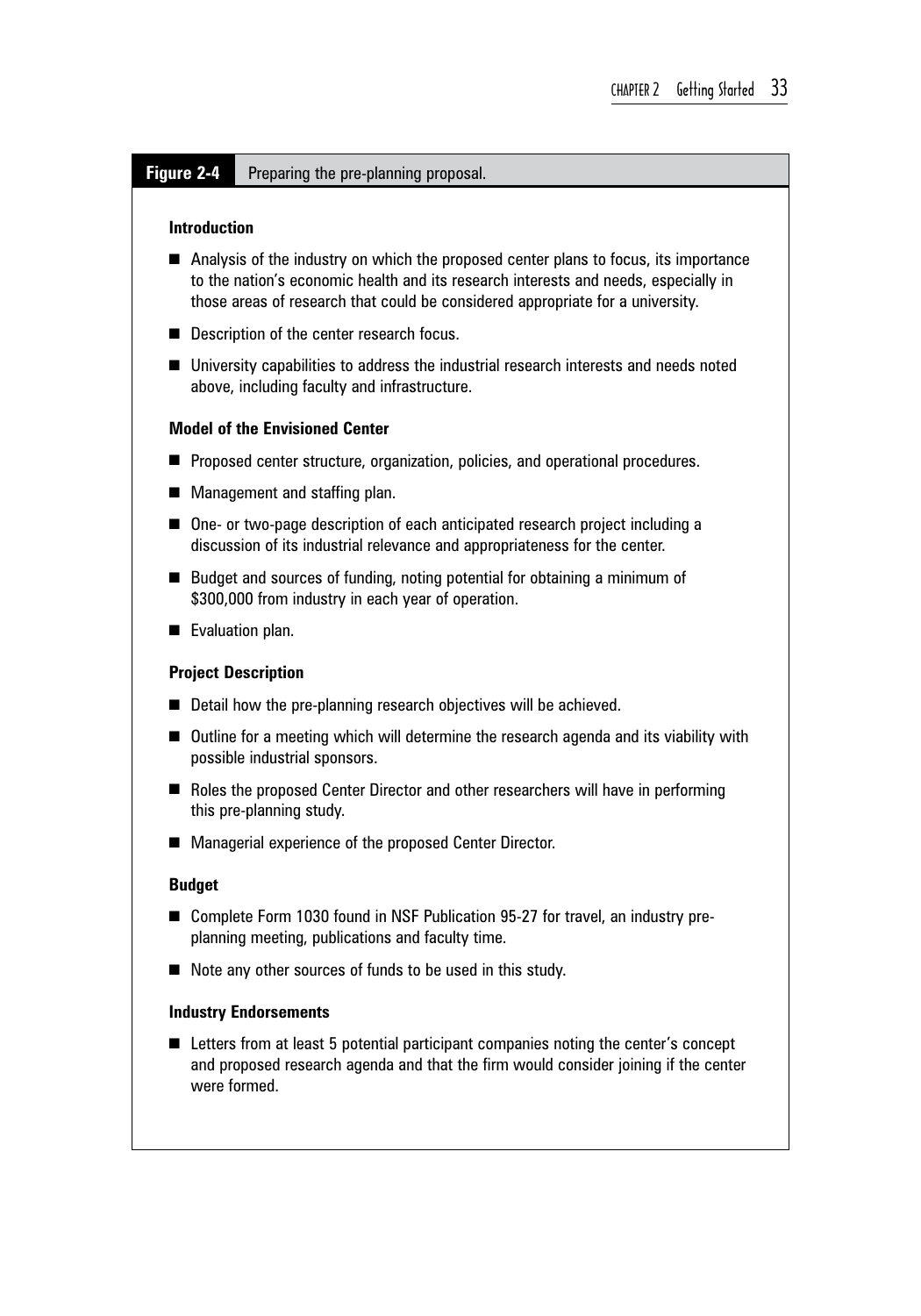**Figure 2-4** Preparing the pre-planning proposal.

**Introduction**

- Analysis of the industry on which the proposed center plans to focus, its importance to the nation's economic health and its research interests and needs, especially in those areas of research that could be considered appropriate for a university.
- Description of the center research focus.
- University capabilities to address the industrial research interests and needs noted above, including faculty and infrastructure.

**Model of the Envisioned Center**

- Proposed center structure, organization, policies, and operational procedures.
- Management and staffing plan.
- One- or two-page description of each anticipated research project including a discussion of its industrial relevance and appropriateness for the center.
- Budget and sources of funding, noting potential for obtaining a minimum of $300,000 from industry in each year of operation.
- Evaluation plan.

**Project Description**

- Detail how the pre-planning research objectives will be achieved.
- Outline for a meeting which will determine the research agenda and its viability with possible industrial sponsors.
- Roles the proposed Center Director and other researchers will have in performing this pre-planning study.
- Managerial experience of the proposed Center Director.

**Budget**

- Complete Form 1030 found in NSF Publication 95-27 for travel, an industry pre-planning meeting, publications and faculty time.
- Note any other sources of funds to be used in this study.

**Industry Endorsements**

- Letters from at least 5 potential participant companies noting the center's concept and proposed research agenda and that the firm would consider joining if the center were formed.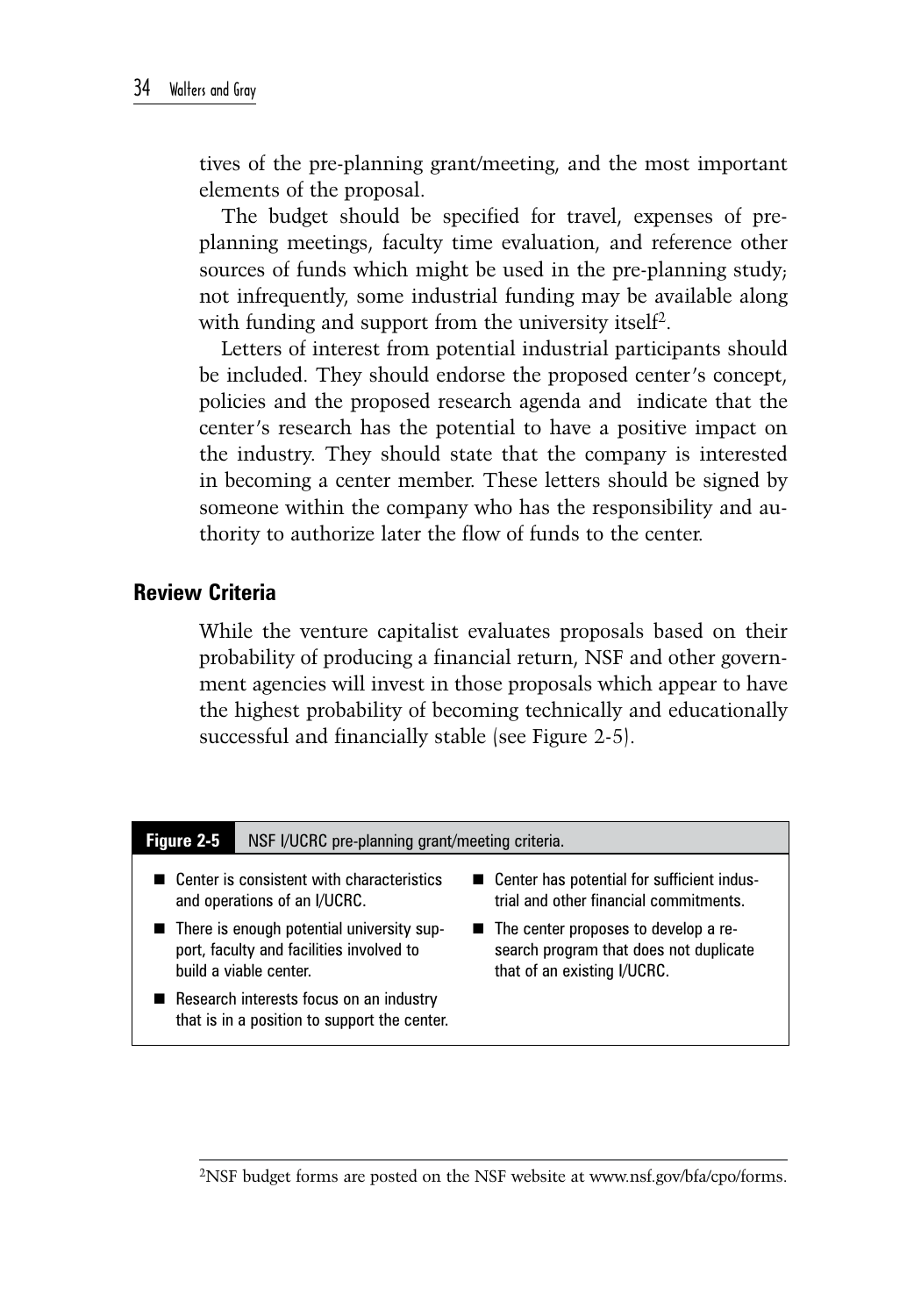tives of the pre-planning grant/meeting, and the most important elements of the proposal.

The budget should be specified for travel, expenses of pre-planning meetings, faculty time evaluation, and reference other sources of funds which might be used in the pre-planning study; not infrequently, some industrial funding may be available along with funding and support from the university itself[2].

Letters of interest from potential industrial participants should be included. They should endorse the proposed center's concept, policies and the proposed research agenda and indicate that the center's research has the potential to have a positive impact on the industry. They should state that the company is interested in becoming a center member. These letters should be signed by someone within the company who has the responsibility and authority to authorize later the flow of funds to the center.

## Review Criteria

While the venture capitalist evaluates proposals based on their probability of producing a financial return, NSF and other government agencies will invest in those proposals which appear to have the highest probability of becoming technically and educationally successful and financially stable (see Figure 2-5).

**Figure 2-5** NSF I/UCRC pre-planning grant/meeting criteria.

- Center is consistent with characteristics and operations of an I/UCRC.
- There is enough potential university support, faculty and facilities involved to build a viable center.
- Research interests focus on an industry that is in a position to support the center.
- Center has potential for sufficient industrial and other financial commitments.
- The center proposes to develop a research program that does not duplicate that of an existing I/UCRC.

[2]NSF budget forms are posted on the NSF website at www.nsf.gov/bfa/cpo/forms.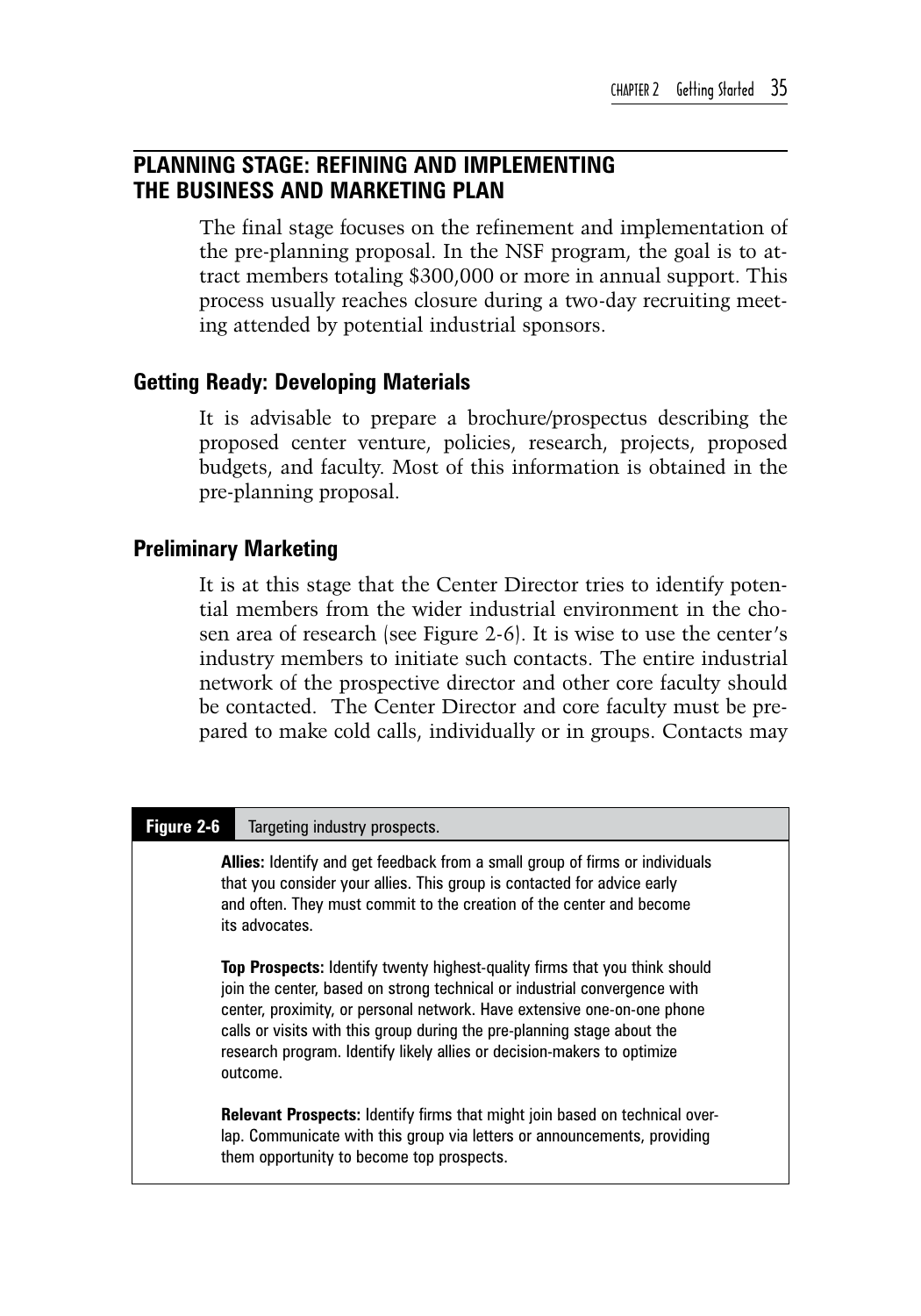## PLANNING STAGE: REFINING AND IMPLEMENTING THE BUSINESS AND MARKETING PLAN

The final stage focuses on the refinement and implementation of the pre-planning proposal. In the NSF program, the goal is to attract members totaling $300,000 or more in annual support. This process usually reaches closure during a two-day recruiting meeting attended by potential industrial sponsors.

### Getting Ready: Developing Materials

It is advisable to prepare a brochure/prospectus describing the proposed center venture, policies, research, projects, proposed budgets, and faculty. Most of this information is obtained in the pre-planning proposal.

### Preliminary Marketing

It is at this stage that the Center Director tries to identify potential members from the wider industrial environment in the chosen area of research (see Figure 2-6). It is wise to use the center's industry members to initiate such contacts. The entire industrial network of the prospective director and other core faculty should be contacted. The Center Director and core faculty must be prepared to make cold calls, individually or in groups. Contacts may

**Figure 2-6** Targeting industry prospects.

**Allies:** Identify and get feedback from a small group of firms or individuals that you consider your allies. This group is contacted for advice early and often. They must commit to the creation of the center and become its advocates.

**Top Prospects:** Identify twenty highest-quality firms that you think should join the center, based on strong technical or industrial convergence with center, proximity, or personal network. Have extensive one-on-one phone calls or visits with this group during the pre-planning stage about the research program. Identify likely allies or decision-makers to optimize outcome.

**Relevant Prospects:** Identify firms that might join based on technical overlap. Communicate with this group via letters or announcements, providing them opportunity to become top prospects.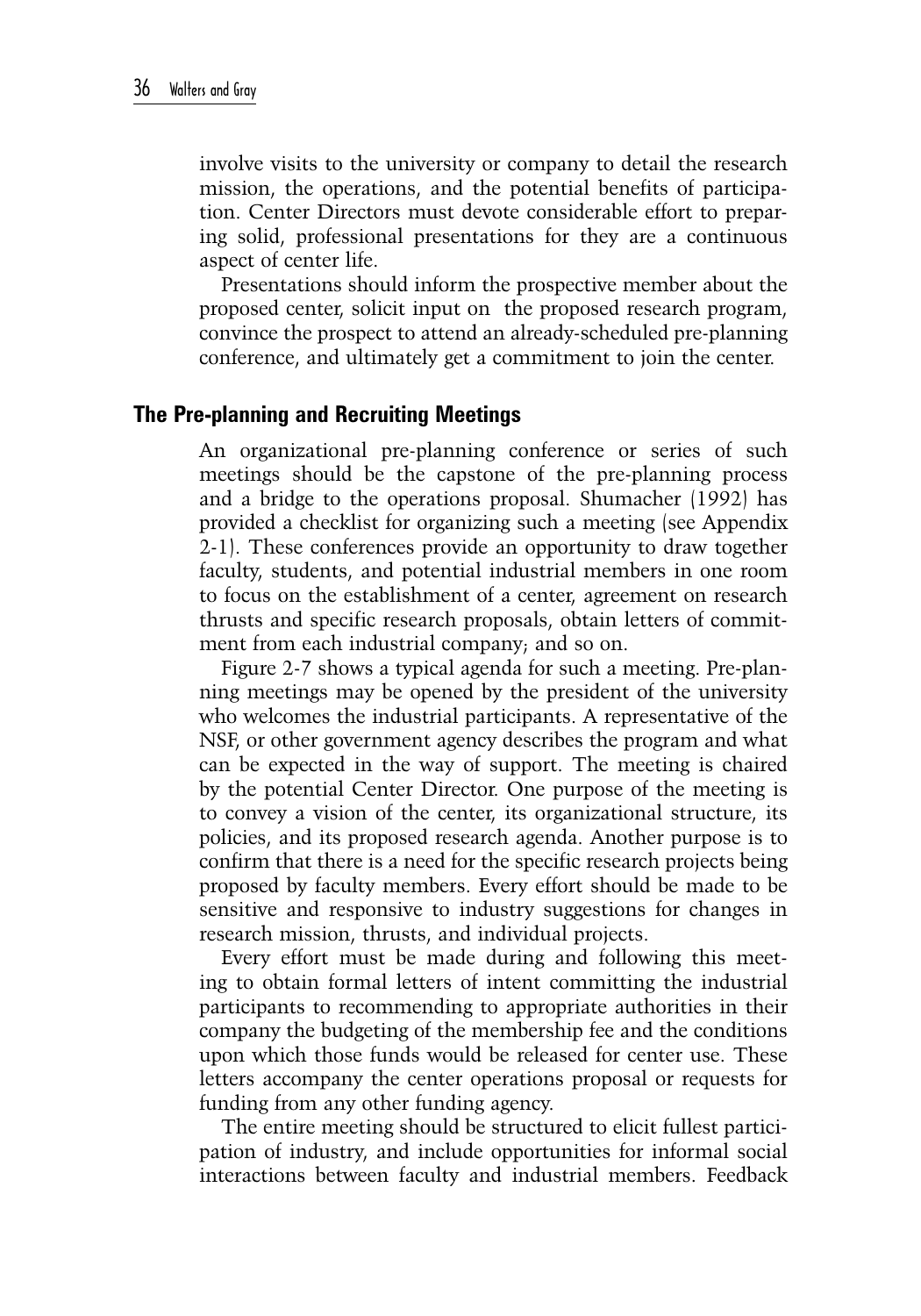involve visits to the university or company to detail the research mission, the operations, and the potential benefits of participation. Center Directors must devote considerable effort to preparing solid, professional presentations for they are a continuous aspect of center life.

Presentations should inform the prospective member about the proposed center, solicit input on the proposed research program, convince the prospect to attend an already-scheduled pre-planning conference, and ultimately get a commitment to join the center.

## The Pre-planning and Recruiting Meetings

An organizational pre-planning conference or series of such meetings should be the capstone of the pre-planning process and a bridge to the operations proposal. Shumacher (1992) has provided a checklist for organizing such a meeting (see Appendix 2-1). These conferences provide an opportunity to draw together faculty, students, and potential industrial members in one room to focus on the establishment of a center, agreement on research thrusts and specific research proposals, obtain letters of commitment from each industrial company; and so on.

Figure 2-7 shows a typical agenda for such a meeting. Pre-planning meetings may be opened by the president of the university who welcomes the industrial participants. A representative of the NSF, or other government agency describes the program and what can be expected in the way of support. The meeting is chaired by the potential Center Director. One purpose of the meeting is to convey a vision of the center, its organizational structure, its policies, and its proposed research agenda. Another purpose is to confirm that there is a need for the specific research projects being proposed by faculty members. Every effort should be made to be sensitive and responsive to industry suggestions for changes in research mission, thrusts, and individual projects.

Every effort must be made during and following this meeting to obtain formal letters of intent committing the industrial participants to recommending to appropriate authorities in their company the budgeting of the membership fee and the conditions upon which those funds would be released for center use. These letters accompany the center operations proposal or requests for funding from any other funding agency.

The entire meeting should be structured to elicit fullest participation of industry, and include opportunities for informal social interactions between faculty and industrial members. Feedback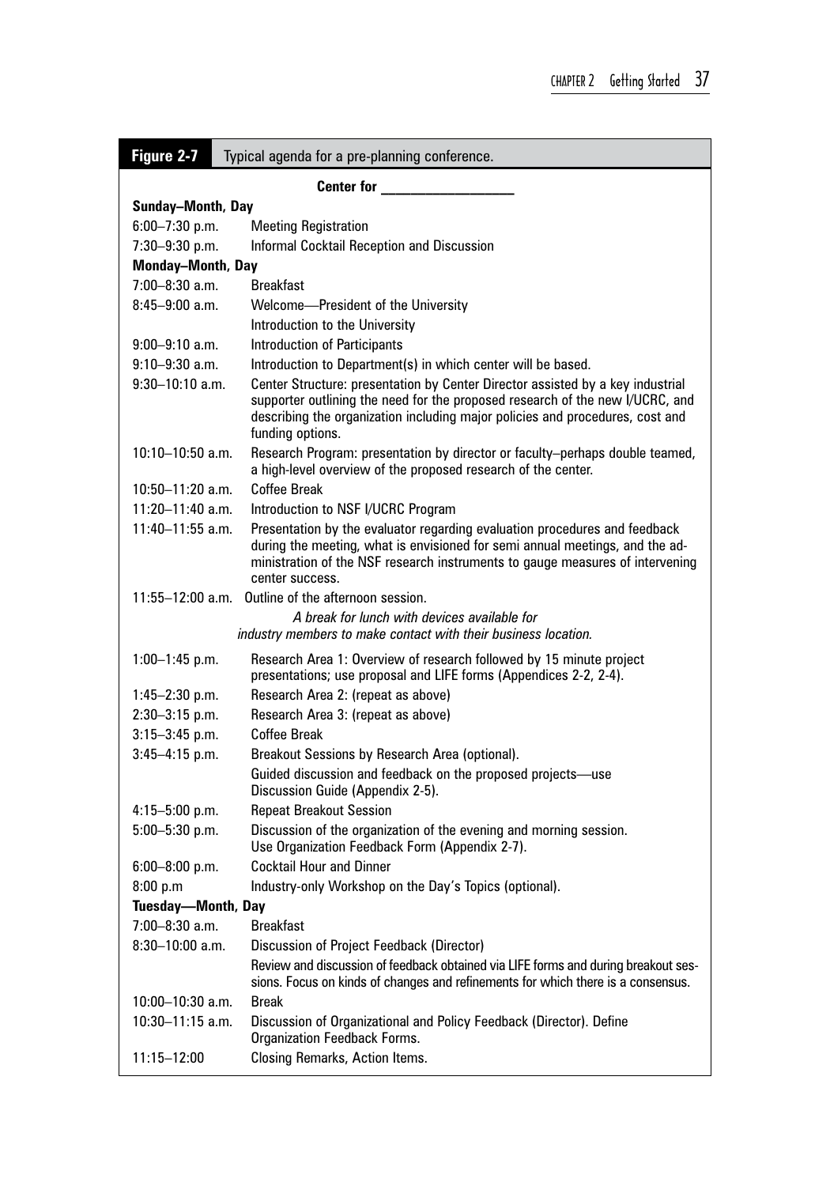**Figure 2-7** Typical agenda for a pre-planning conference.

**Center for ___________________**

**Sunday–Month, Day**

| Time | Activity |
| --- | --- |
| 6:00–7:30 p.m. | Meeting Registration |
| 7:30–9:30 p.m. | Informal Cocktail Reception and Discussion |

**Monday–Month, Day**

| Time | Activity |
| --- | --- |
| 7:00–8:30 a.m. | Breakfast |
| 8:45–9:00 a.m. | Welcome—President of the University<br>Introduction to the University |
| 9:00–9:10 a.m. | Introduction of Participants |
| 9:10–9:30 a.m. | Introduction to Department(s) in which center will be based. |
| 9:30–10:10 a.m. | Center Structure: presentation by Center Director assisted by a key industrial supporter outlining the need for the proposed research of the new I/UCRC, and describing the organization including major policies and procedures, cost and funding options. |
| 10:10–10:50 a.m. | Research Program: presentation by director or faculty–perhaps double teamed, a high-level overview of the proposed research of the center. |
| 10:50–11:20 a.m. | Coffee Break |
| 11:20–11:40 a.m. | Introduction to NSF I/UCRC Program |
| 11:40–11:55 a.m. | Presentation by the evaluator regarding evaluation procedures and feedback during the meeting, what is envisioned for semi annual meetings, and the administration of the NSF research instruments to gauge measures of intervening center success. |
| 11:55–12:00 a.m. | Outline of the afternoon session. |

*A break for lunch with devices available for industry members to make contact with their business location.*

| Time | Activity |
| --- | --- |
| 1:00–1:45 p.m. | Research Area 1: Overview of research followed by 15 minute project presentations; use proposal and LIFE forms (Appendices 2-2, 2-4). |
| 1:45–2:30 p.m. | Research Area 2: (repeat as above) |
| 2:30–3:15 p.m. | Research Area 3: (repeat as above) |
| 3:15–3:45 p.m. | Coffee Break |
| 3:45–4:15 p.m. | Breakout Sessions by Research Area (optional).<br>Guided discussion and feedback on the proposed projects—use Discussion Guide (Appendix 2-5). |
| 4:15–5:00 p.m. | Repeat Breakout Session |
| 5:00–5:30 p.m. | Discussion of the organization of the evening and morning session. Use Organization Feedback Form (Appendix 2-7). |
| 6:00–8:00 p.m. | Cocktail Hour and Dinner |
| 8:00 p.m | Industry-only Workshop on the Day's Topics (optional). |

**Tuesday—Month, Day**

| Time | Activity |
| --- | --- |
| 7:00–8:30 a.m. | Breakfast |
| 8:30–10:00 a.m. | Discussion of Project Feedback (Director)<br>Review and discussion of feedback obtained via LIFE forms and during breakout sessions. Focus on kinds of changes and refinements for which there is a consensus. |
| 10:00–10:30 a.m. | Break |
| 10:30–11:15 a.m. | Discussion of Organizational and Policy Feedback (Director). Define Organization Feedback Forms. |
| 11:15–12:00 | Closing Remarks, Action Items. |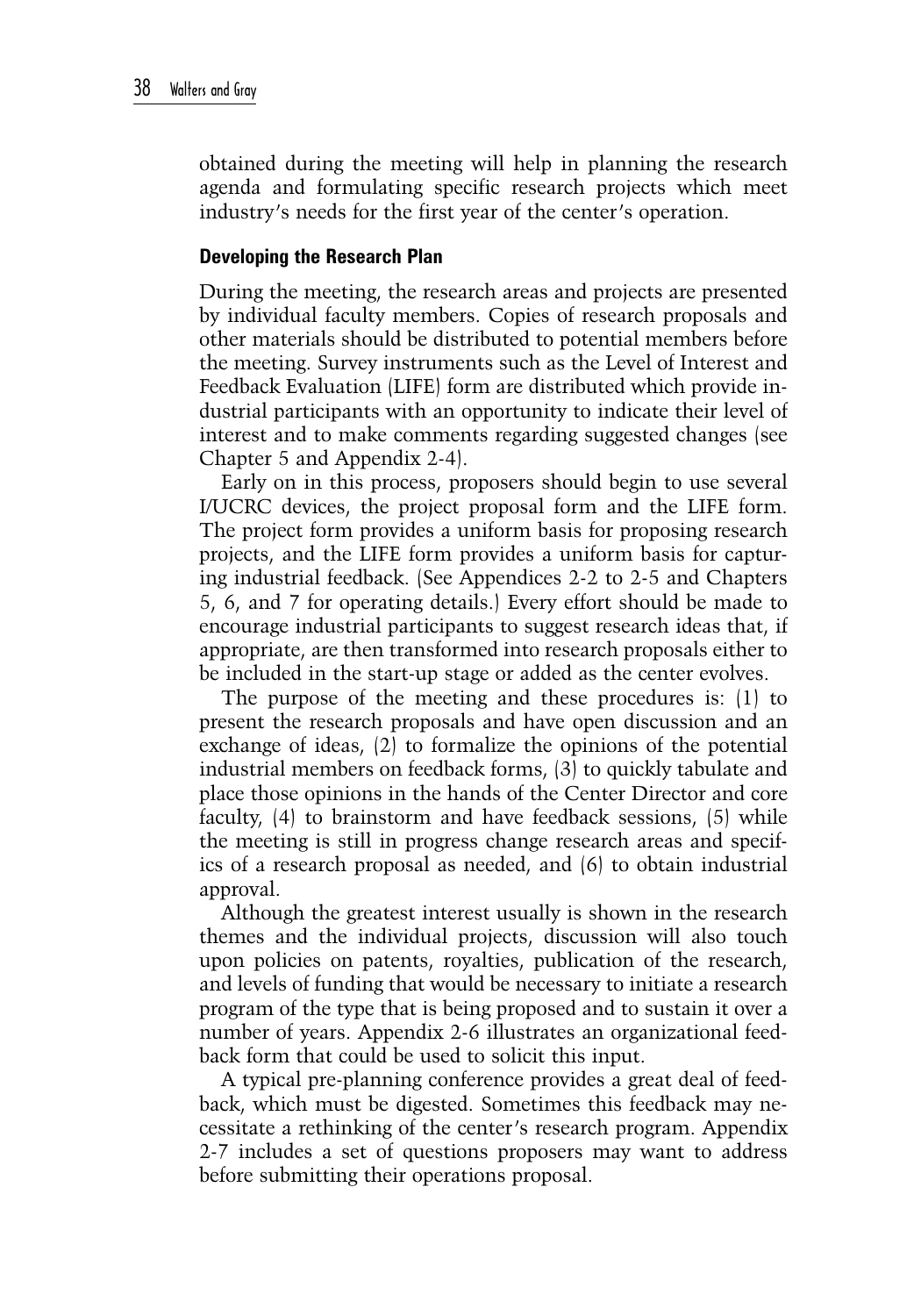obtained during the meeting will help in planning the research agenda and formulating specific research projects which meet industry's needs for the first year of the center's operation.

### Developing the Research Plan

During the meeting, the research areas and projects are presented by individual faculty members. Copies of research proposals and other materials should be distributed to potential members before the meeting. Survey instruments such as the Level of Interest and Feedback Evaluation (LIFE) form are distributed which provide industrial participants with an opportunity to indicate their level of interest and to make comments regarding suggested changes (see Chapter 5 and Appendix 2-4).

Early on in this process, proposers should begin to use several I/UCRC devices, the project proposal form and the LIFE form. The project form provides a uniform basis for proposing research projects, and the LIFE form provides a uniform basis for capturing industrial feedback. (See Appendices 2-2 to 2-5 and Chapters 5, 6, and 7 for operating details.) Every effort should be made to encourage industrial participants to suggest research ideas that, if appropriate, are then transformed into research proposals either to be included in the start-up stage or added as the center evolves.

The purpose of the meeting and these procedures is: (1) to present the research proposals and have open discussion and an exchange of ideas, (2) to formalize the opinions of the potential industrial members on feedback forms, (3) to quickly tabulate and place those opinions in the hands of the Center Director and core faculty, (4) to brainstorm and have feedback sessions, (5) while the meeting is still in progress change research areas and specifics of a research proposal as needed, and (6) to obtain industrial approval.

Although the greatest interest usually is shown in the research themes and the individual projects, discussion will also touch upon policies on patents, royalties, publication of the research, and levels of funding that would be necessary to initiate a research program of the type that is being proposed and to sustain it over a number of years. Appendix 2-6 illustrates an organizational feedback form that could be used to solicit this input.

A typical pre-planning conference provides a great deal of feedback, which must be digested. Sometimes this feedback may necessitate a rethinking of the center's research program. Appendix 2-7 includes a set of questions proposers may want to address before submitting their operations proposal.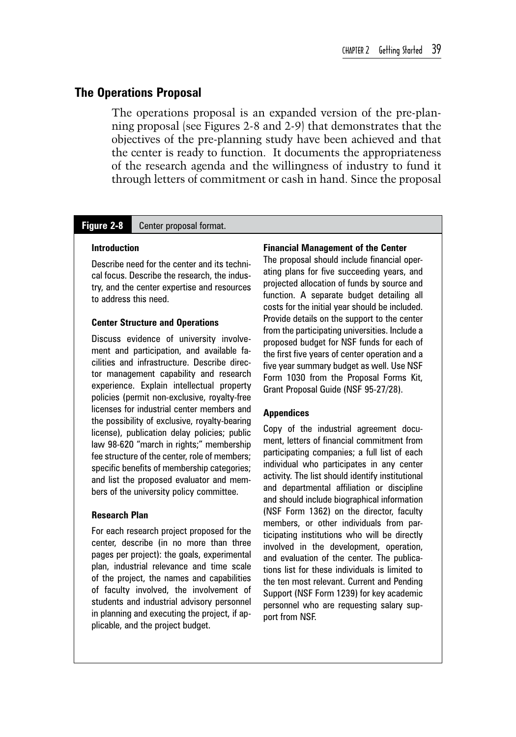## The Operations Proposal

The operations proposal is an expanded version of the pre-planning proposal (see Figures 2-8 and 2-9) that demonstrates that the objectives of the pre-planning study have been achieved and that the center is ready to function. It documents the appropriateness of the research agenda and the willingness of industry to fund it through letters of commitment or cash in hand. Since the proposal

**Figure 2-8** Center proposal format.

**Introduction**

Describe need for the center and its technical focus. Describe the research, the industry, and the center expertise and resources to address this need.

**Center Structure and Operations**

Discuss evidence of university involvement and participation, and available facilities and infrastructure. Describe director management capability and research experience. Explain intellectual property policies (permit non-exclusive, royalty-free licenses for industrial center members and the possibility of exclusive, royalty-bearing license), publication delay policies; public law 98-620 "march in rights;" membership fee structure of the center, role of members; specific benefits of membership categories; and list the proposed evaluator and members of the university policy committee.

**Research Plan**

For each research project proposed for the center, describe (in no more than three pages per project): the goals, experimental plan, industrial relevance and time scale of the project, the names and capabilities of faculty involved, the involvement of students and industrial advisory personnel in planning and executing the project, if applicable, and the project budget.

**Financial Management of the Center**

The proposal should include financial operating plans for five succeeding years, and projected allocation of funds by source and function. A separate budget detailing all costs for the initial year should be included. Provide details on the support to the center from the participating universities. Include a proposed budget for NSF funds for each of the first five years of center operation and a five year summary budget as well. Use NSF Form 1030 from the Proposal Forms Kit, Grant Proposal Guide (NSF 95-27/28).

**Appendices**

Copy of the industrial agreement document, letters of financial commitment from participating companies; a full list of each individual who participates in any center activity. The list should identify institutional and departmental affiliation or discipline and should include biographical information (NSF Form 1362) on the director, faculty members, or other individuals from participating institutions who will be directly involved in the development, operation, and evaluation of the center. The publications list for these individuals is limited to the ten most relevant. Current and Pending Support (NSF Form 1239) for key academic personnel who are requesting salary support from NSF.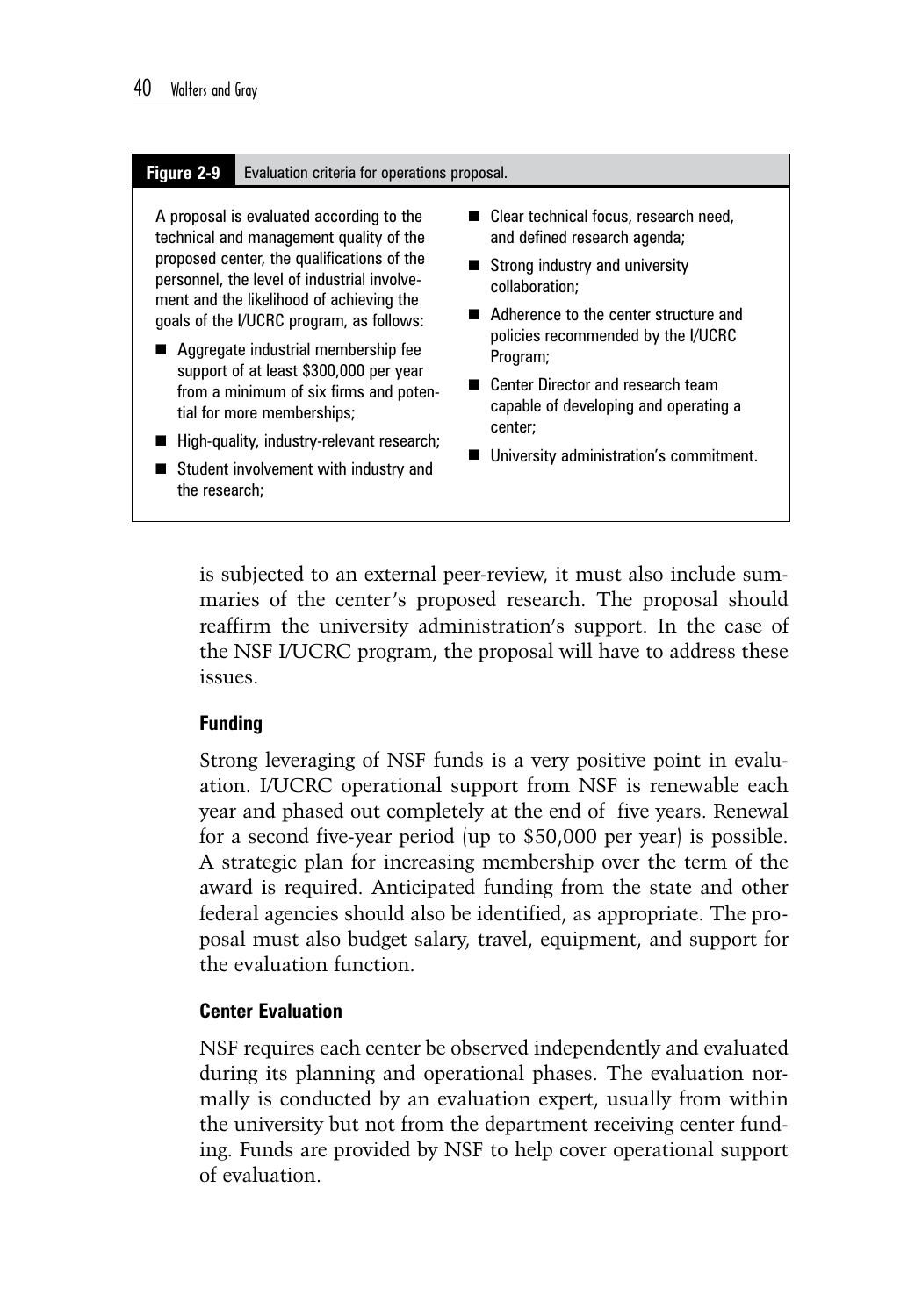**Figure 2-9** Evaluation criteria for operations proposal.

A proposal is evaluated according to the technical and management quality of the proposed center, the qualifications of the personnel, the level of industrial involvement and the likelihood of achieving the goals of the I/UCRC program, as follows:

- Aggregate industrial membership fee support of at least $300,000 per year from a minimum of six firms and potential for more memberships;
- High-quality, industry-relevant research;
- Student involvement with industry and the research;
- Clear technical focus, research need, and defined research agenda;
- Strong industry and university collaboration;
- Adherence to the center structure and policies recommended by the I/UCRC Program;
- Center Director and research team capable of developing and operating a center;
- University administration's commitment.

is subjected to an external peer-review, it must also include summaries of the center's proposed research. The proposal should reaffirm the university administration's support. In the case of the NSF I/UCRC program, the proposal will have to address these issues.

### Funding

Strong leveraging of NSF funds is a very positive point in evaluation. I/UCRC operational support from NSF is renewable each year and phased out completely at the end of five years. Renewal for a second five-year period (up to $50,000 per year) is possible. A strategic plan for increasing membership over the term of the award is required. Anticipated funding from the state and other federal agencies should also be identified, as appropriate. The proposal must also budget salary, travel, equipment, and support for the evaluation function.

### Center Evaluation

NSF requires each center be observed independently and evaluated during its planning and operational phases. The evaluation normally is conducted by an evaluation expert, usually from within the university but not from the department receiving center funding. Funds are provided by NSF to help cover operational support of evaluation.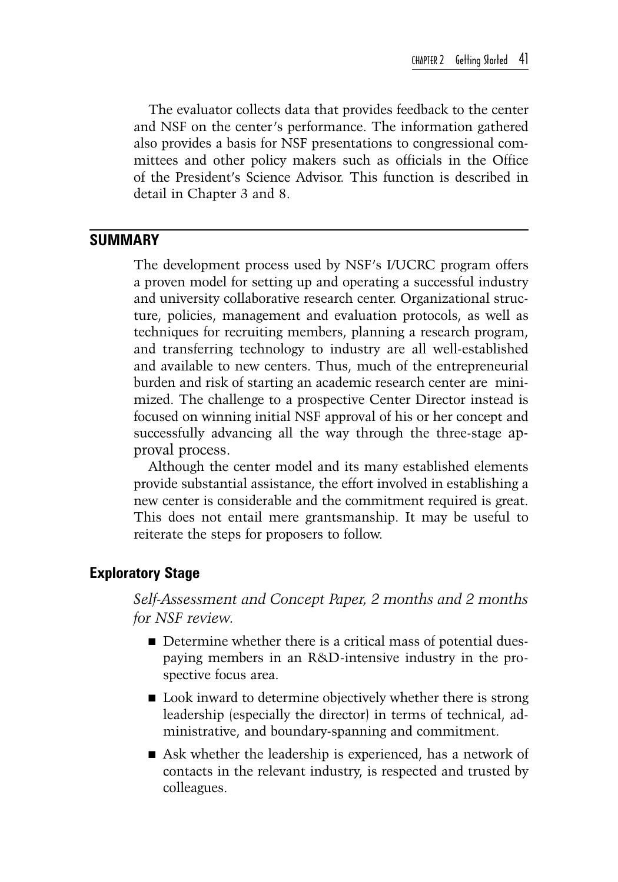The evaluator collects data that provides feedback to the center and NSF on the center's performance. The information gathered also provides a basis for NSF presentations to congressional committees and other policy makers such as officials in the Office of the President's Science Advisor. This function is described in detail in Chapter 3 and 8.

## SUMMARY

The development process used by NSF's I/UCRC program offers a proven model for setting up and operating a successful industry and university collaborative research center. Organizational structure, policies, management and evaluation protocols, as well as techniques for recruiting members, planning a research program, and transferring technology to industry are all well-established and available to new centers. Thus, much of the entrepreneurial burden and risk of starting an academic research center are minimized. The challenge to a prospective Center Director instead is focused on winning initial NSF approval of his or her concept and successfully advancing all the way through the three-stage approval process.

Although the center model and its many established elements provide substantial assistance, the effort involved in establishing a new center is considerable and the commitment required is great. This does not entail mere grantsmanship. It may be useful to reiterate the steps for proposers to follow.

### Exploratory Stage

*Self-Assessment and Concept Paper, 2 months and 2 months for NSF review.*

- Determine whether there is a critical mass of potential dues-paying members in an R&D-intensive industry in the prospective focus area.
- Look inward to determine objectively whether there is strong leadership (especially the director) in terms of technical, administrative, and boundary-spanning and commitment.
- Ask whether the leadership is experienced, has a network of contacts in the relevant industry, is respected and trusted by colleagues.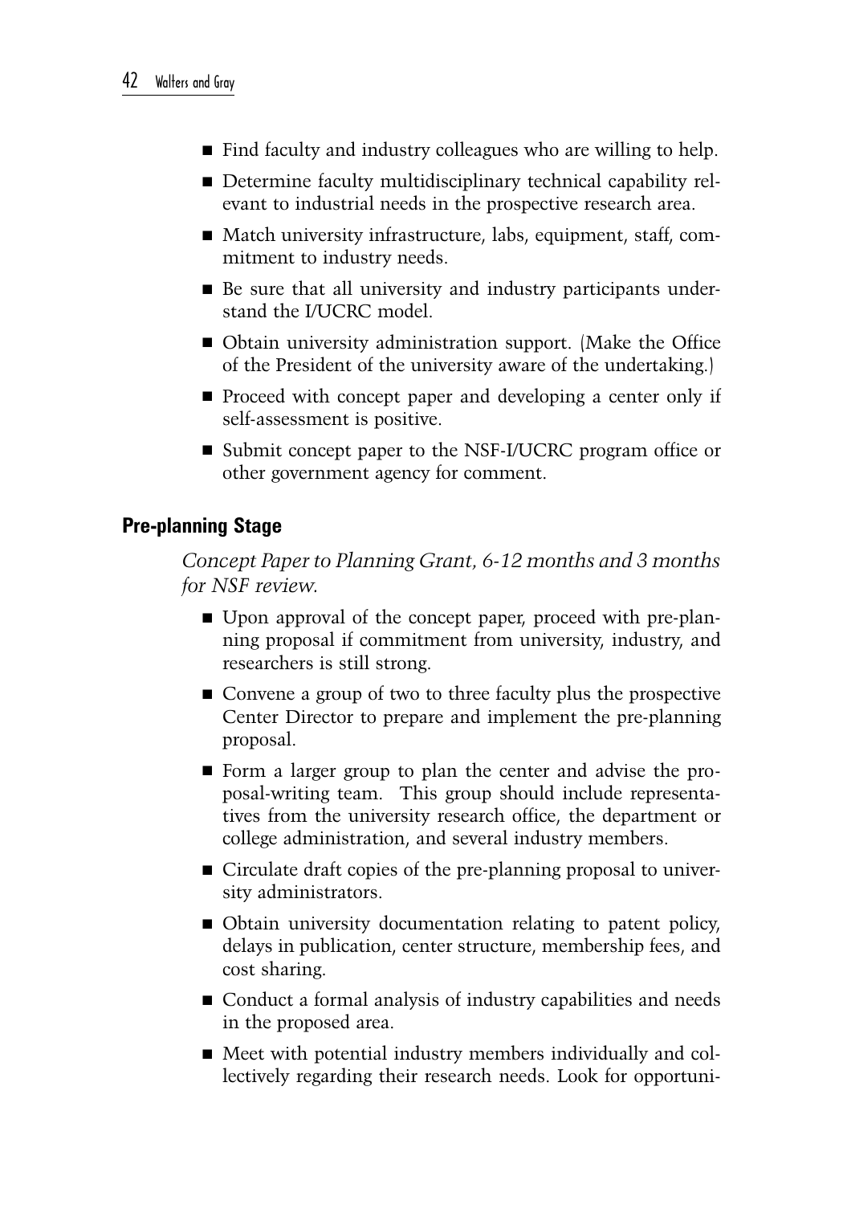- Find faculty and industry colleagues who are willing to help.
- Determine faculty multidisciplinary technical capability relevant to industrial needs in the prospective research area.
- Match university infrastructure, labs, equipment, staff, commitment to industry needs.
- Be sure that all university and industry participants understand the I/UCRC model.
- Obtain university administration support. (Make the Office of the President of the university aware of the undertaking.)
- Proceed with concept paper and developing a center only if self-assessment is positive.
- Submit concept paper to the NSF-I/UCRC program office or other government agency for comment.

## Pre-planning Stage

*Concept Paper to Planning Grant, 6-12 months and 3 months for NSF review.*

- Upon approval of the concept paper, proceed with pre-planning proposal if commitment from university, industry, and researchers is still strong.
- Convene a group of two to three faculty plus the prospective Center Director to prepare and implement the pre-planning proposal.
- Form a larger group to plan the center and advise the proposal-writing team. This group should include representatives from the university research office, the department or college administration, and several industry members.
- Circulate draft copies of the pre-planning proposal to university administrators.
- Obtain university documentation relating to patent policy, delays in publication, center structure, membership fees, and cost sharing.
- Conduct a formal analysis of industry capabilities and needs in the proposed area.
- Meet with potential industry members individually and collectively regarding their research needs. Look for opportuni-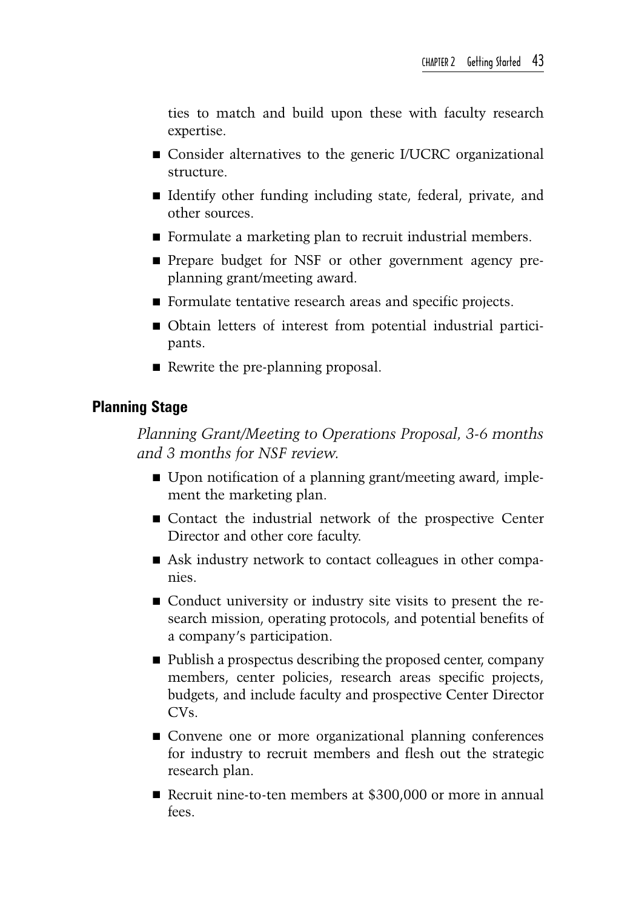ties to match and build upon these with faculty research expertise.

- Consider alternatives to the generic I/UCRC organizational structure.
- Identify other funding including state, federal, private, and other sources.
- Formulate a marketing plan to recruit industrial members.
- Prepare budget for NSF or other government agency pre-planning grant/meeting award.
- Formulate tentative research areas and specific projects.
- Obtain letters of interest from potential industrial participants.
- Rewrite the pre-planning proposal.

### Planning Stage

*Planning Grant/Meeting to Operations Proposal, 3-6 months and 3 months for NSF review.*

- Upon notification of a planning grant/meeting award, implement the marketing plan.
- Contact the industrial network of the prospective Center Director and other core faculty.
- Ask industry network to contact colleagues in other companies.
- Conduct university or industry site visits to present the research mission, operating protocols, and potential benefits of a company's participation.
- Publish a prospectus describing the proposed center, company members, center policies, research areas specific projects, budgets, and include faculty and prospective Center Director CVs.
- Convene one or more organizational planning conferences for industry to recruit members and flesh out the strategic research plan.
- Recruit nine-to-ten members at $300,000 or more in annual fees.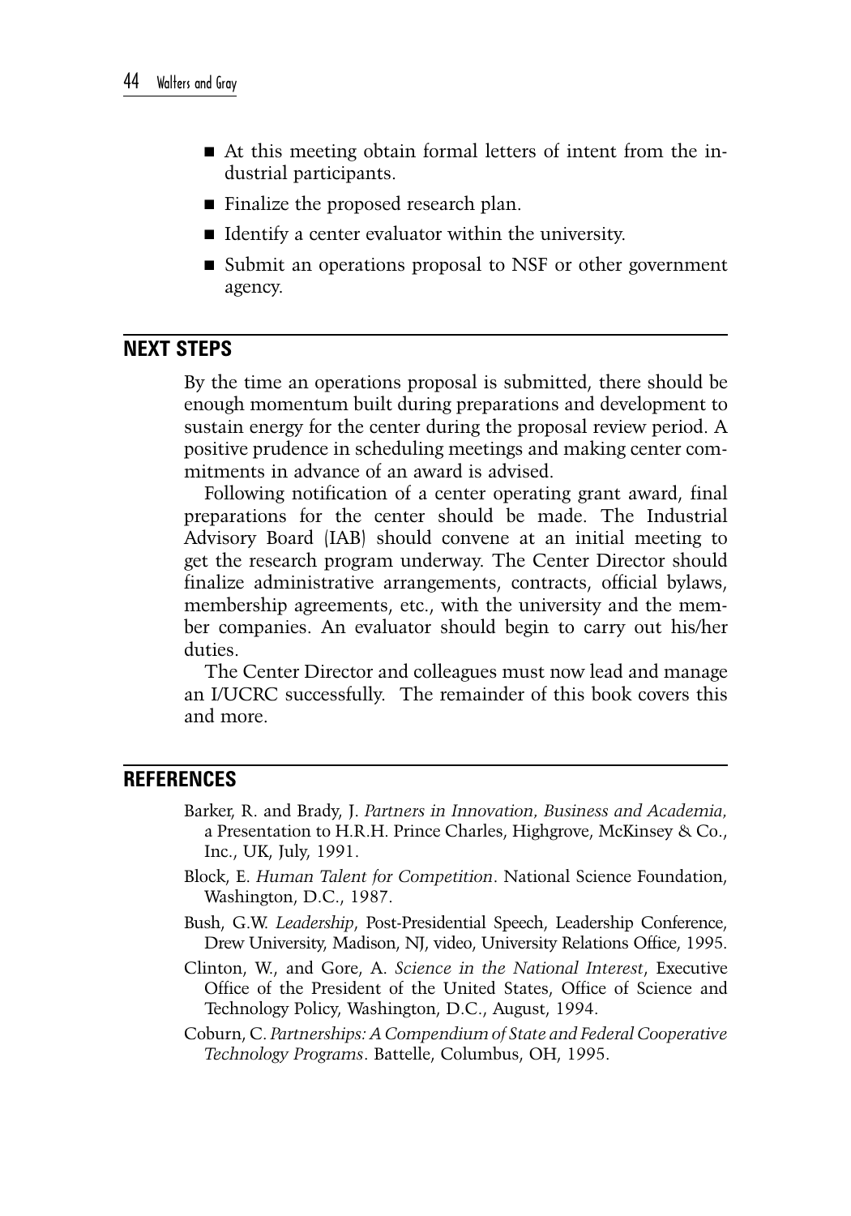- At this meeting obtain formal letters of intent from the industrial participants.
- Finalize the proposed research plan.
- Identify a center evaluator within the university.
- Submit an operations proposal to NSF or other government agency.

## NEXT STEPS

By the time an operations proposal is submitted, there should be enough momentum built during preparations and development to sustain energy for the center during the proposal review period. A positive prudence in scheduling meetings and making center commitments in advance of an award is advised.

Following notification of a center operating grant award, final preparations for the center should be made. The Industrial Advisory Board (IAB) should convene at an initial meeting to get the research program underway. The Center Director should finalize administrative arrangements, contracts, official bylaws, membership agreements, etc., with the university and the member companies. An evaluator should begin to carry out his/her duties.

The Center Director and colleagues must now lead and manage an I/UCRC successfully. The remainder of this book covers this and more.

## REFERENCES

Barker, R. and Brady, J. *Partners in Innovation, Business and Academia,* a Presentation to H.R.H. Prince Charles, Highgrove, McKinsey & Co., Inc., UK, July, 1991.

Block, E. *Human Talent for Competition*. National Science Foundation, Washington, D.C., 1987.

Bush, G.W. *Leadership*, Post-Presidential Speech, Leadership Conference, Drew University, Madison, NJ, video, University Relations Office, 1995.

Clinton, W., and Gore, A. *Science in the National Interest*, Executive Office of the President of the United States, Office of Science and Technology Policy, Washington, D.C., August, 1994.

Coburn, C. *Partnerships: A Compendium of State and Federal Cooperative Technology Programs*. Battelle, Columbus, OH, 1995.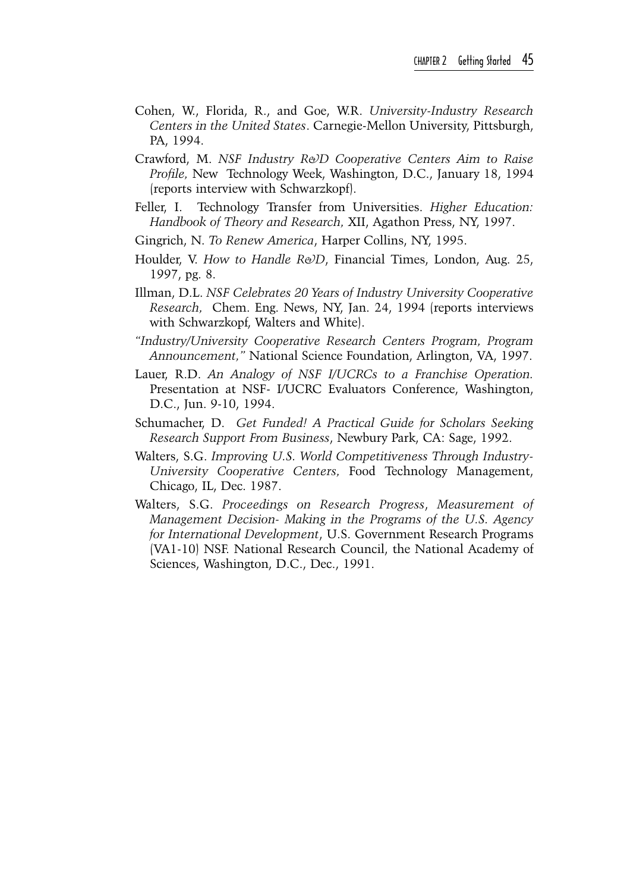Cohen, W., Florida, R., and Goe, W.R. *University-Industry Research Centers in the United States*. Carnegie-Mellon University, Pittsburgh, PA, 1994.

Crawford, M. *NSF Industry R&D Cooperative Centers Aim to Raise Profile,* New Technology Week, Washington, D.C., January 18, 1994 (reports interview with Schwarzkopf).

Feller, I. Technology Transfer from Universities. *Higher Education: Handbook of Theory and Research,* XII, Agathon Press, NY, 1997.

Gingrich, N. *To Renew America*, Harper Collins, NY, 1995.

Houlder, V. *How to Handle R&D*, Financial Times, London, Aug. 25, 1997, pg. 8.

Illman, D.L. *NSF Celebrates 20 Years of Industry University Cooperative Research,* Chem. Eng. News, NY, Jan. 24, 1994 (reports interviews with Schwarzkopf, Walters and White).

*"Industry/University Cooperative Research Centers Program, Program Announcement,"* National Science Foundation, Arlington, VA, 1997.

Lauer, R.D. *An Analogy of NSF I/UCRCs to a Franchise Operation.* Presentation at NSF- I/UCRC Evaluators Conference, Washington, D.C., Jun. 9-10, 1994.

Schumacher, D. *Get Funded! A Practical Guide for Scholars Seeking Research Support From Business*, Newbury Park, CA: Sage, 1992.

Walters, S.G. *Improving U.S. World Competitiveness Through Industry-University Cooperative Centers,* Food Technology Management, Chicago, IL, Dec. 1987.

Walters, S.G. *Proceedings on Research Progress*, *Measurement of Management Decision- Making in the Programs of the U.S. Agency for International Development*, U.S. Government Research Programs (VA1-10) NSF. National Research Council, the National Academy of Sciences, Washington, D.C., Dec., 1991.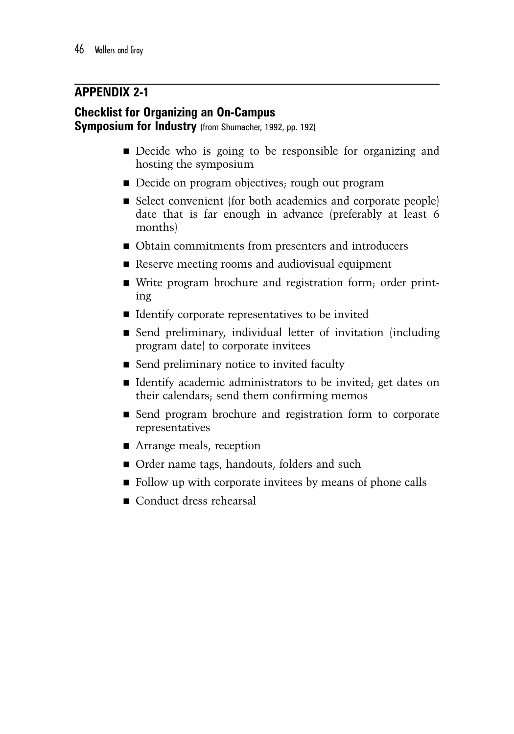## APPENDIX 2-1

### Checklist for Organizing an On-Campus Symposium for Industry (from Shumacher, 1992, pp. 192)

- Decide who is going to be responsible for organizing and hosting the symposium
- Decide on program objectives; rough out program
- Select convenient (for both academics and corporate people) date that is far enough in advance (preferably at least 6 months)
- Obtain commitments from presenters and introducers
- Reserve meeting rooms and audiovisual equipment
- Write program brochure and registration form; order printing
- Identify corporate representatives to be invited
- Send preliminary, individual letter of invitation (including program date) to corporate invitees
- Send preliminary notice to invited faculty
- Identify academic administrators to be invited; get dates on their calendars; send them confirming memos
- Send program brochure and registration form to corporate representatives
- Arrange meals, reception
- Order name tags, handouts, folders and such
- Follow up with corporate invitees by means of phone calls
- Conduct dress rehearsal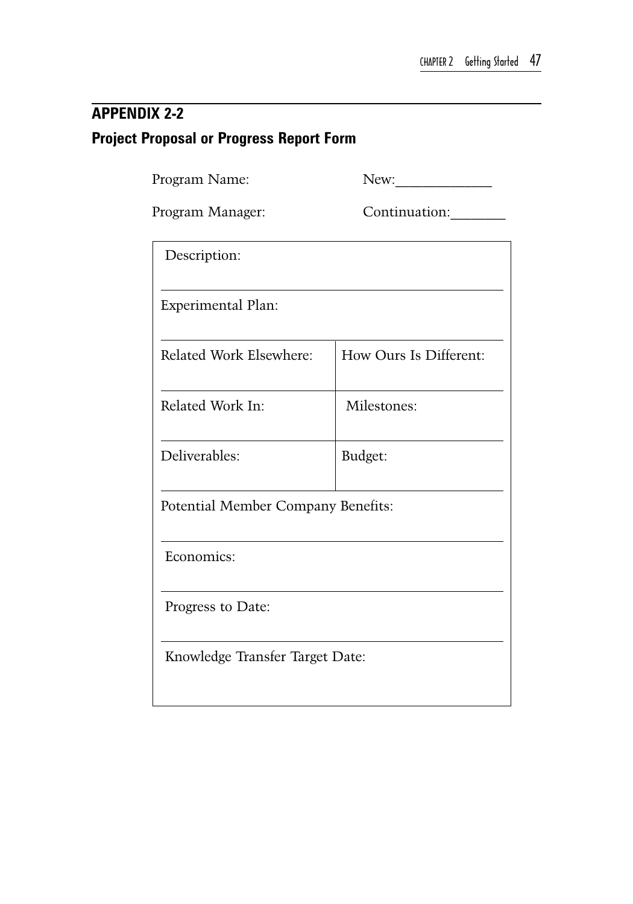## APPENDIX 2-2

### Project Proposal or Progress Report Form

Program Name: New:_____________

Program Manager: Continuation:_______

| Description: | |
|---|---|
| Experimental Plan: | |
| Related Work Elsewhere: | How Ours Is Different: |
| Related Work In: | Milestones: |
| Deliverables: | Budget: |
| Potential Member Company Benefits: | |
| Economics: | |
| Progress to Date: | |
| Knowledge Transfer Target Date: | |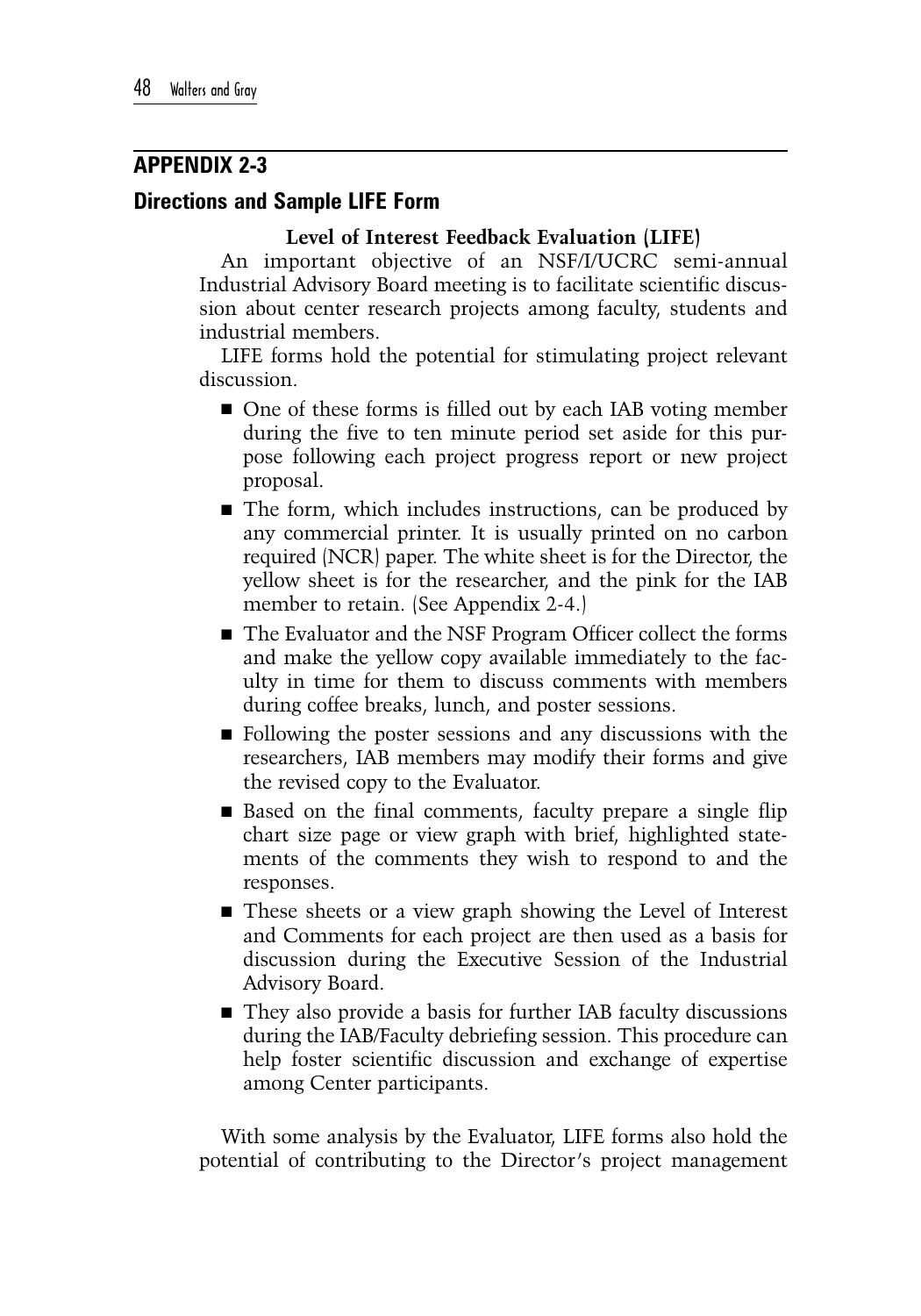## APPENDIX 2-3

### Directions and Sample LIFE Form

**Level of Interest Feedback Evaluation (LIFE)**

An important objective of an NSF/I/UCRC semi-annual Industrial Advisory Board meeting is to facilitate scientific discussion about center research projects among faculty, students and industrial members.

LIFE forms hold the potential for stimulating project relevant discussion.

- One of these forms is filled out by each IAB voting member during the five to ten minute period set aside for this purpose following each project progress report or new project proposal.
- The form, which includes instructions, can be produced by any commercial printer. It is usually printed on no carbon required (NCR) paper. The white sheet is for the Director, the yellow sheet is for the researcher, and the pink for the IAB member to retain. (See Appendix 2-4.)
- The Evaluator and the NSF Program Officer collect the forms and make the yellow copy available immediately to the faculty in time for them to discuss comments with members during coffee breaks, lunch, and poster sessions.
- Following the poster sessions and any discussions with the researchers, IAB members may modify their forms and give the revised copy to the Evaluator.
- Based on the final comments, faculty prepare a single flip chart size page or view graph with brief, highlighted statements of the comments they wish to respond to and the responses.
- These sheets or a view graph showing the Level of Interest and Comments for each project are then used as a basis for discussion during the Executive Session of the Industrial Advisory Board.
- They also provide a basis for further IAB faculty discussions during the IAB/Faculty debriefing session. This procedure can help foster scientific discussion and exchange of expertise among Center participants.

With some analysis by the Evaluator, LIFE forms also hold the potential of contributing to the Director's project management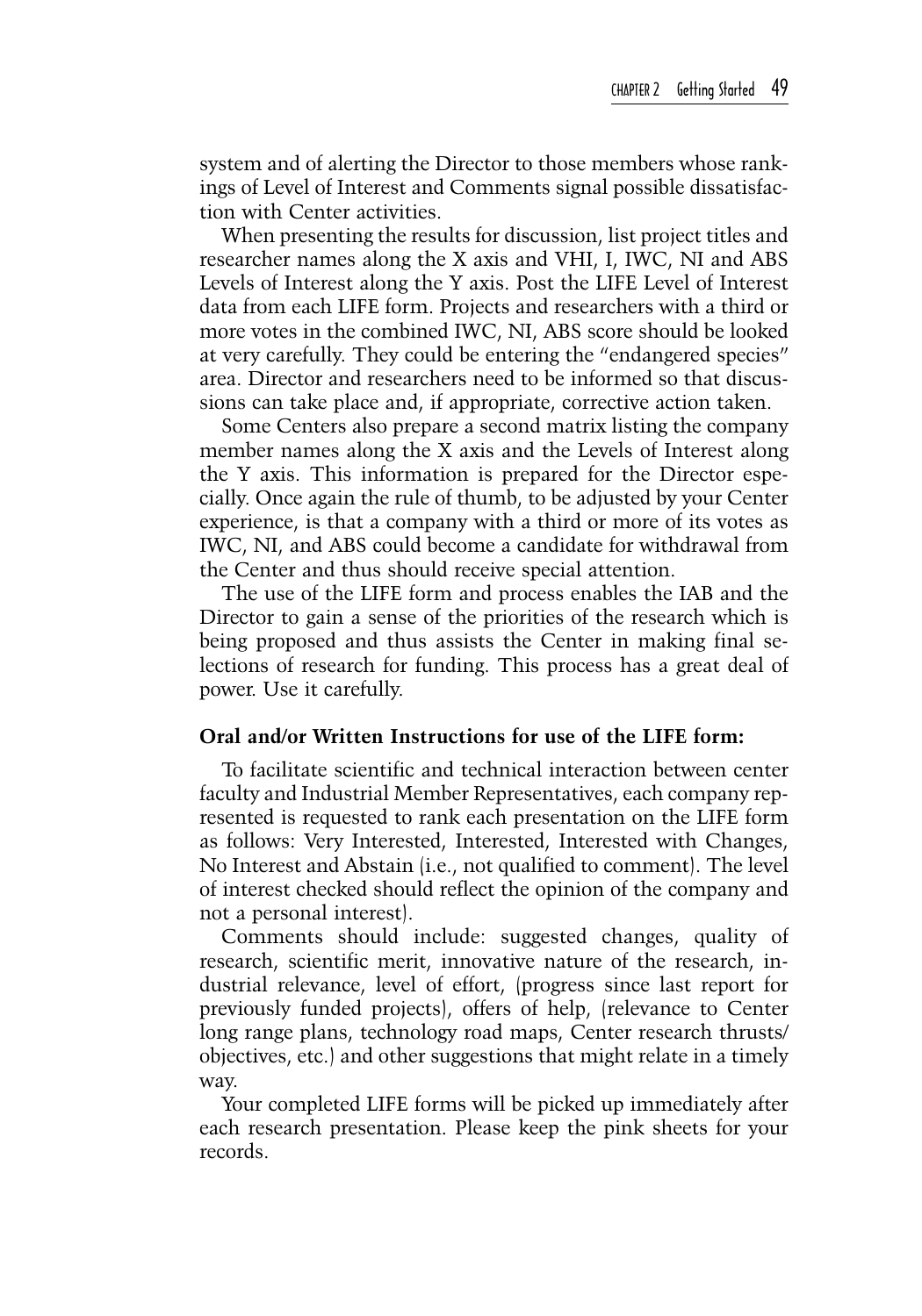system and of alerting the Director to those members whose rankings of Level of Interest and Comments signal possible dissatisfaction with Center activities.

When presenting the results for discussion, list project titles and researcher names along the X axis and VHI, I, IWC, NI and ABS Levels of Interest along the Y axis. Post the LIFE Level of Interest data from each LIFE form. Projects and researchers with a third or more votes in the combined IWC, NI, ABS score should be looked at very carefully. They could be entering the "endangered species" area. Director and researchers need to be informed so that discussions can take place and, if appropriate, corrective action taken.

Some Centers also prepare a second matrix listing the company member names along the X axis and the Levels of Interest along the Y axis. This information is prepared for the Director especially. Once again the rule of thumb, to be adjusted by your Center experience, is that a company with a third or more of its votes as IWC, NI, and ABS could become a candidate for withdrawal from the Center and thus should receive special attention.

The use of the LIFE form and process enables the IAB and the Director to gain a sense of the priorities of the research which is being proposed and thus assists the Center in making final selections of research for funding. This process has a great deal of power. Use it carefully.

**Oral and/or Written Instructions for use of the LIFE form:**

To facilitate scientific and technical interaction between center faculty and Industrial Member Representatives, each company represented is requested to rank each presentation on the LIFE form as follows: Very Interested, Interested, Interested with Changes, No Interest and Abstain (i.e., not qualified to comment). The level of interest checked should reflect the opinion of the company and not a personal interest).

Comments should include: suggested changes, quality of research, scientific merit, innovative nature of the research, industrial relevance, level of effort, (progress since last report for previously funded projects), offers of help, (relevance to Center long range plans, technology road maps, Center research thrusts/ objectives, etc.) and other suggestions that might relate in a timely way.

Your completed LIFE forms will be picked up immediately after each research presentation. Please keep the pink sheets for your records.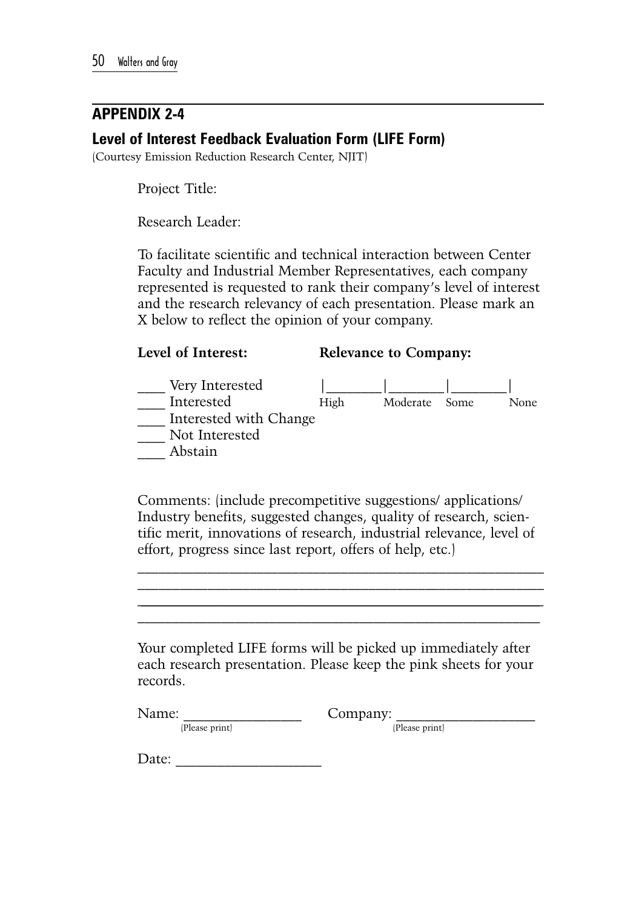## APPENDIX 2-4

### Level of Interest Feedback Evaluation Form (LIFE Form)

(Courtesy Emission Reduction Research Center, NJIT)

Project Title:

Research Leader:

To facilitate scientific and technical interaction between Center Faculty and Industrial Member Representatives, each company represented is requested to rank their company's level of interest and the research relevancy of each presentation. Please mark an X below to reflect the opinion of your company.

**Level of Interest:**

____ Very Interested
____ Interested
____ Interested with Change
____ Not Interested
____ Abstain

**Relevance to Company:**

|_______|_______|_______|

High Moderate Some None

Comments: (include precompetitive suggestions/ applications/ Industry benefits, suggested changes, quality of research, scientific merit, innovations of research, industrial relevance, level of effort, progress since last report, offers of help, etc.)

_______________________________________________________
_______________________________________________________
_______________________________________________________
_______________________________________________________

Your completed LIFE forms will be picked up immediately after each research presentation. Please keep the pink sheets for your records.

Name: _______________ (Please print) Company: _________________ (Please print)

Date: __________________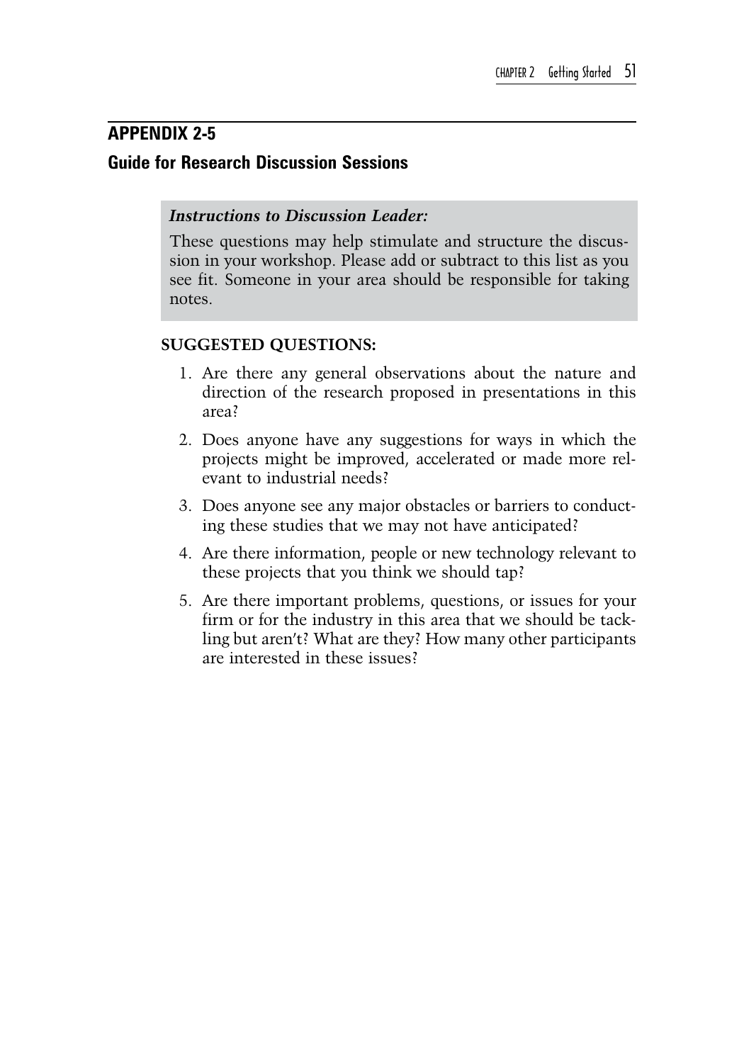## APPENDIX 2-5

### Guide for Research Discussion Sessions

> ***Instructions to Discussion Leader:***
>
> These questions may help stimulate and structure the discussion in your workshop. Please add or subtract to this list as you see fit. Someone in your area should be responsible for taking notes.

**SUGGESTED QUESTIONS:**

1. Are there any general observations about the nature and direction of the research proposed in presentations in this area?
2. Does anyone have any suggestions for ways in which the projects might be improved, accelerated or made more relevant to industrial needs?
3. Does anyone see any major obstacles or barriers to conducting these studies that we may not have anticipated?
4. Are there information, people or new technology relevant to these projects that you think we should tap?
5. Are there important problems, questions, or issues for your firm or for the industry in this area that we should be tackling but aren't? What are they? How many other participants are interested in these issues?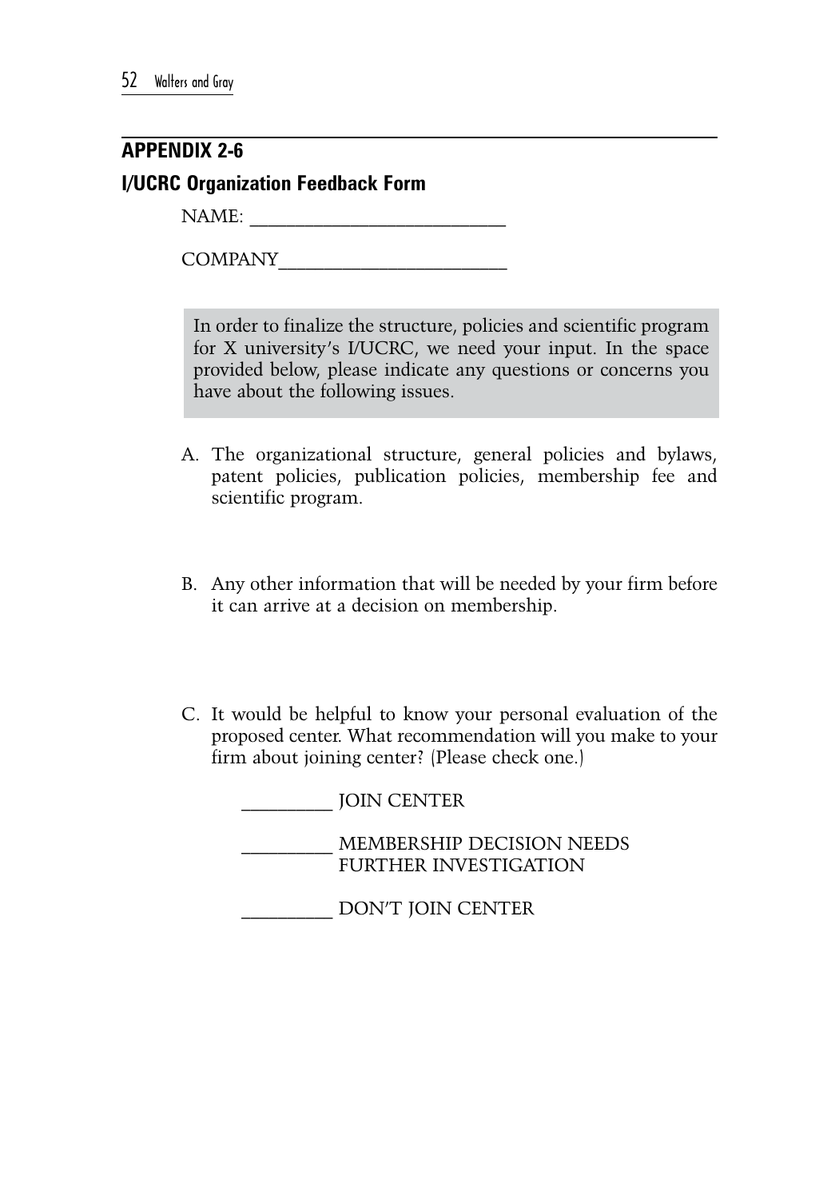## APPENDIX 2-6

### I/UCRC Organization Feedback Form

NAME: ___________________________

COMPANY________________________

> In order to finalize the structure, policies and scientific program for X university's I/UCRC, we need your input. In the space provided below, please indicate any questions or concerns you have about the following issues.

A. The organizational structure, general policies and bylaws, patent policies, publication policies, membership fee and scientific program.

B. Any other information that will be needed by your firm before it can arrive at a decision on membership.

C. It would be helpful to know your personal evaluation of the proposed center. What recommendation will you make to your firm about joining center? (Please check one.)

__________ JOIN CENTER

__________ MEMBERSHIP DECISION NEEDS FURTHER INVESTIGATION

__________ DON'T JOIN CENTER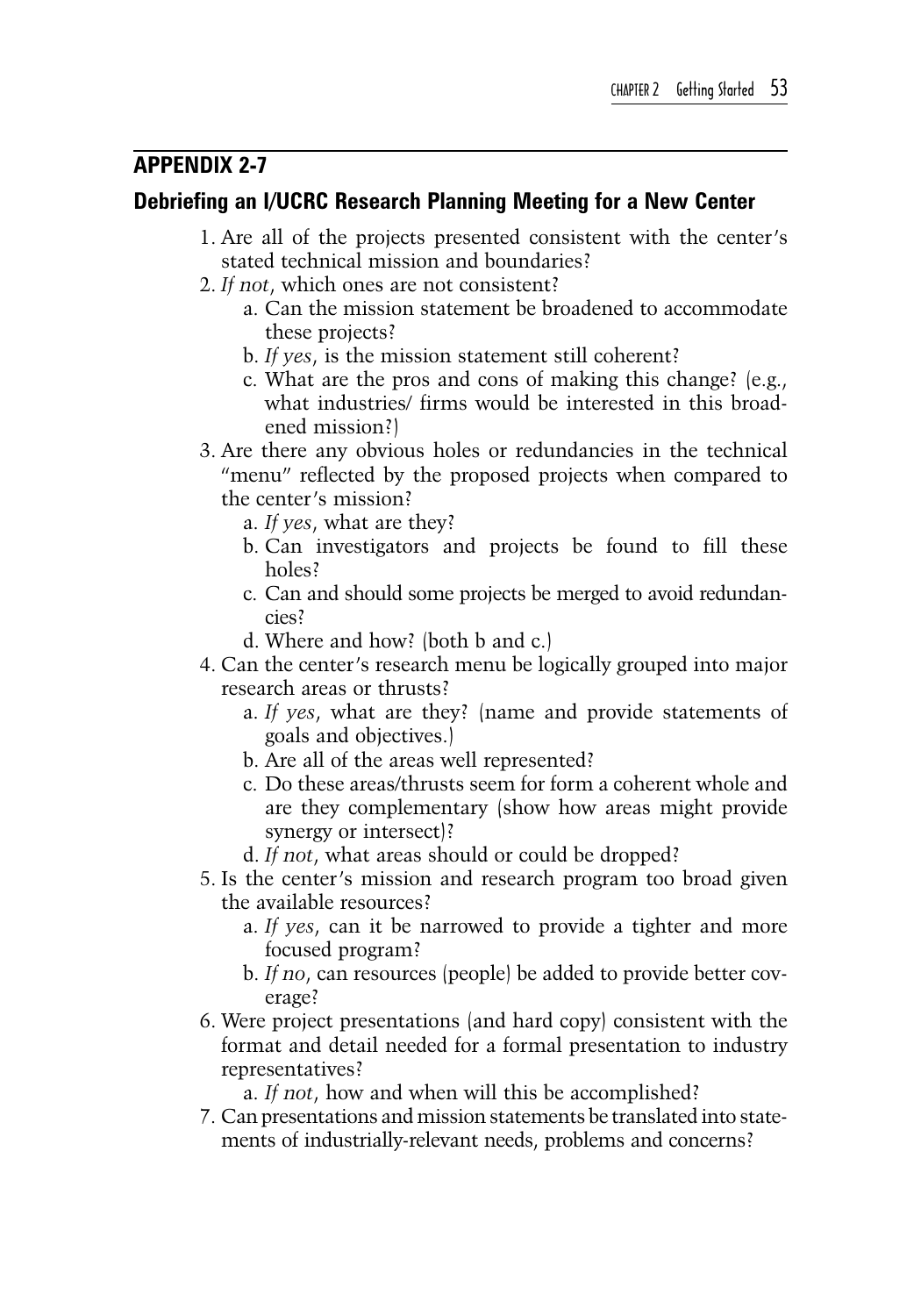## APPENDIX 2-7

### Debriefing an I/UCRC Research Planning Meeting for a New Center

1. Are all of the projects presented consistent with the center's stated technical mission and boundaries?
2. *If not*, which ones are not consistent?
   a. Can the mission statement be broadened to accommodate these projects?
   b. *If yes*, is the mission statement still coherent?
   c. What are the pros and cons of making this change? (e.g., what industries/ firms would be interested in this broadened mission?)
3. Are there any obvious holes or redundancies in the technical "menu" reflected by the proposed projects when compared to the center's mission?
   a. *If yes*, what are they?
   b. Can investigators and projects be found to fill these holes?
   c. Can and should some projects be merged to avoid redundancies?
   d. Where and how? (both b and c.)
4. Can the center's research menu be logically grouped into major research areas or thrusts?
   a. *If yes*, what are they? (name and provide statements of goals and objectives.)
   b. Are all of the areas well represented?
   c. Do these areas/thrusts seem for form a coherent whole and are they complementary (show how areas might provide synergy or intersect)?
   d. *If not*, what areas should or could be dropped?
5. Is the center's mission and research program too broad given the available resources?
   a. *If yes*, can it be narrowed to provide a tighter and more focused program?
   b. *If no*, can resources (people) be added to provide better coverage?
6. Were project presentations (and hard copy) consistent with the format and detail needed for a formal presentation to industry representatives?
   a. *If not*, how and when will this be accomplished?
7. Can presentations and mission statements be translated into statements of industrially-relevant needs, problems and concerns?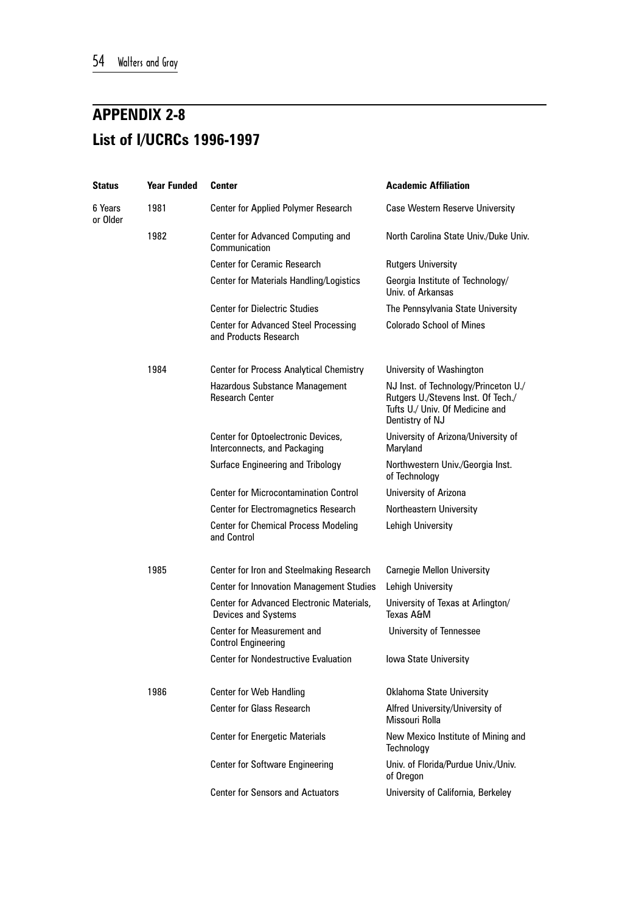## APPENDIX 2-8
## List of I/UCRCs 1996-1997

| Status | Year Funded | Center | Academic Affiliation |
|---|---|---|---|
| 6 Years or Older | 1981 | Center for Applied Polymer Research | Case Western Reserve University |
| | 1982 | Center for Advanced Computing and Communication | North Carolina State Univ./Duke Univ. |
| | | Center for Ceramic Research | Rutgers University |
| | | Center for Materials Handling/Logistics | Georgia Institute of Technology/ Univ. of Arkansas |
| | | Center for Dielectric Studies | The Pennsylvania State University |
| | | Center for Advanced Steel Processing and Products Research | Colorado School of Mines |
| | 1984 | Center for Process Analytical Chemistry | University of Washington |
| | | Hazardous Substance Management Research Center | NJ Inst. of Technology/Princeton U./ Rutgers U./Stevens Inst. Of Tech./ Tufts U./ Univ. Of Medicine and Dentistry of NJ |
| | | Center for Optoelectronic Devices, Interconnects, and Packaging | University of Arizona/University of Maryland |
| | | Surface Engineering and Tribology | Northwestern Univ./Georgia Inst. of Technology |
| | | Center for Microcontamination Control | University of Arizona |
| | | Center for Electromagnetics Research | Northeastern University |
| | | Center for Chemical Process Modeling and Control | Lehigh University |
| | 1985 | Center for Iron and Steelmaking Research | Carnegie Mellon University |
| | | Center for Innovation Management Studies | Lehigh University |
| | | Center for Advanced Electronic Materials, Devices and Systems | University of Texas at Arlington/ Texas A&M |
| | | Center for Measurement and Control Engineering | University of Tennessee |
| | | Center for Nondestructive Evaluation | Iowa State University |
| | 1986 | Center for Web Handling | Oklahoma State University |
| | | Center for Glass Research | Alfred University/University of Missouri Rolla |
| | | Center for Energetic Materials | New Mexico Institute of Mining and Technology |
| | | Center for Software Engineering | Univ. of Florida/Purdue Univ./Univ. of Oregon |
| | | Center for Sensors and Actuators | University of California, Berkeley |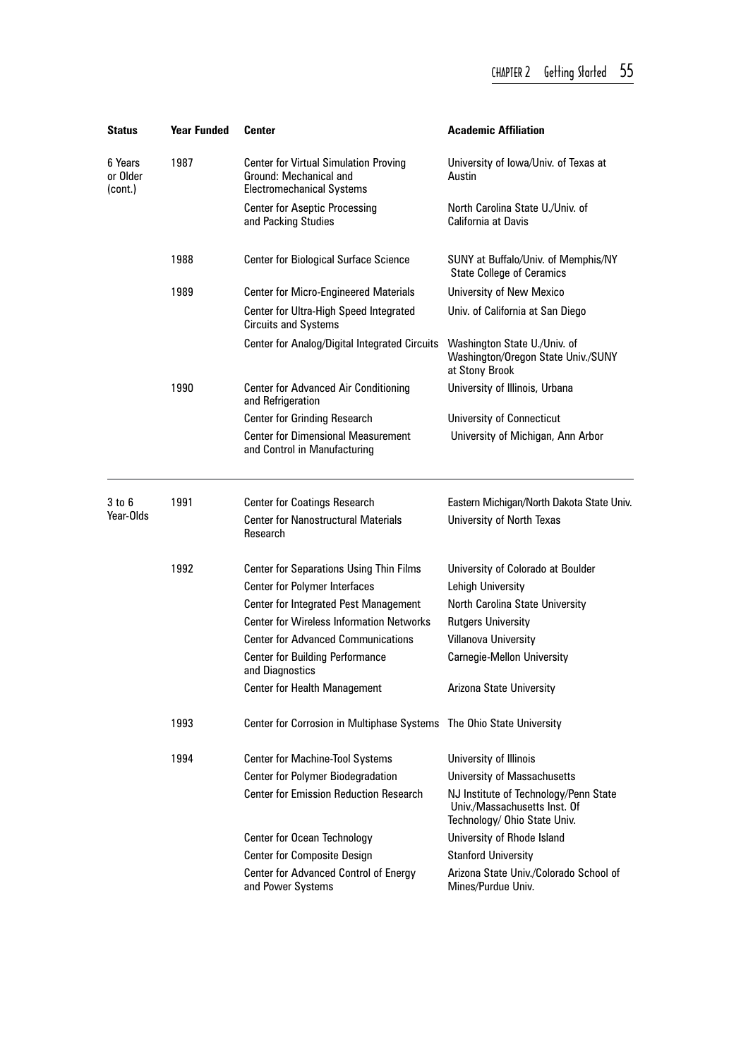| Status | Year Funded | Center | Academic Affiliation |
|---|---|---|---|
| 6 Years or Older (cont.) | 1987 | Center for Virtual Simulation Proving Ground: Mechanical and Electromechanical Systems | University of Iowa/Univ. of Texas at Austin |
| | | Center for Aseptic Processing and Packing Studies | North Carolina State U./Univ. of California at Davis |
| | 1988 | Center for Biological Surface Science | SUNY at Buffalo/Univ. of Memphis/NY State College of Ceramics |
| | 1989 | Center for Micro-Engineered Materials | University of New Mexico |
| | | Center for Ultra-High Speed Integrated Circuits and Systems | Univ. of California at San Diego |
| | | Center for Analog/Digital Integrated Circuits | Washington State U./Univ. of Washington/Oregon State Univ./SUNY at Stony Brook |
| | 1990 | Center for Advanced Air Conditioning and Refrigeration | University of Illinois, Urbana |
| | | Center for Grinding Research | University of Connecticut |
| | | Center for Dimensional Measurement and Control in Manufacturing | University of Michigan, Ann Arbor |
| 3 to 6 Year-Olds | 1991 | Center for Coatings Research | Eastern Michigan/North Dakota State Univ. |
| | | Center for Nanostructural Materials Research | University of North Texas |
| | 1992 | Center for Separations Using Thin Films | University of Colorado at Boulder |
| | | Center for Polymer Interfaces | Lehigh University |
| | | Center for Integrated Pest Management | North Carolina State University |
| | | Center for Wireless Information Networks | Rutgers University |
| | | Center for Advanced Communications | Villanova University |
| | | Center for Building Performance and Diagnostics | Carnegie-Mellon University |
| | | Center for Health Management | Arizona State University |
| | 1993 | Center for Corrosion in Multiphase Systems | The Ohio State University |
| | 1994 | Center for Machine-Tool Systems | University of Illinois |
| | | Center for Polymer Biodegradation | University of Massachusetts |
| | | Center for Emission Reduction Research | NJ Institute of Technology/Penn State Univ./Massachusetts Inst. Of Technology/ Ohio State Univ. |
| | | Center for Ocean Technology | University of Rhode Island |
| | | Center for Composite Design | Stanford University |
| | | Center for Advanced Control of Energy and Power Systems | Arizona State Univ./Colorado School of Mines/Purdue Univ. |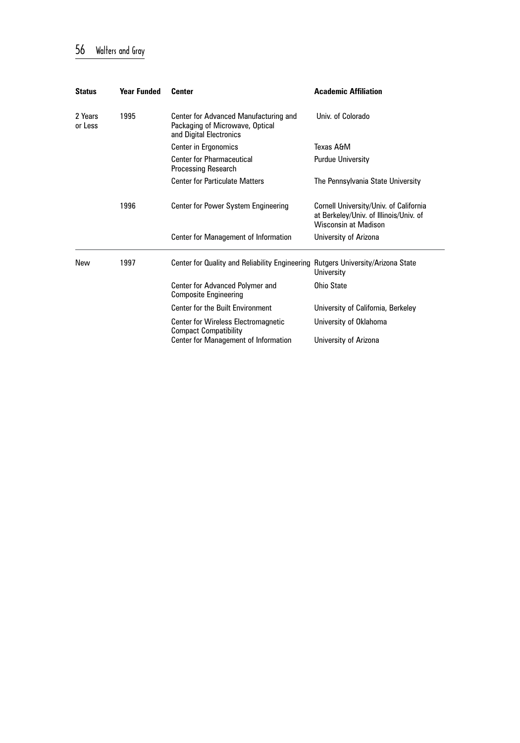| Status | Year Funded | Center | Academic Affiliation |
|---|---|---|---|
| 2 Years or Less | 1995 | Center for Advanced Manufacturing and Packaging of Microwave, Optical and Digital Electronics | Univ. of Colorado |
| | | Center in Ergonomics | Texas A&M |
| | | Center for Pharmaceutical Processing Research | Purdue University |
| | | Center for Particulate Matters | The Pennsylvania State University |
| | 1996 | Center for Power System Engineering | Cornell University/Univ. of California at Berkeley/Univ. of Illinois/Univ. of Wisconsin at Madison |
| | | Center for Management of Information | University of Arizona |
| New | 1997 | Center for Quality and Reliability Engineering | Rutgers University/Arizona State University |
| | | Center for Advanced Polymer and Composite Engineering | Ohio State |
| | | Center for the Built Environment | University of California, Berkeley |
| | | Center for Wireless Electromagnetic Compact Compatibility | University of Oklahoma |
| | | Center for Management of Information | University of Arizona |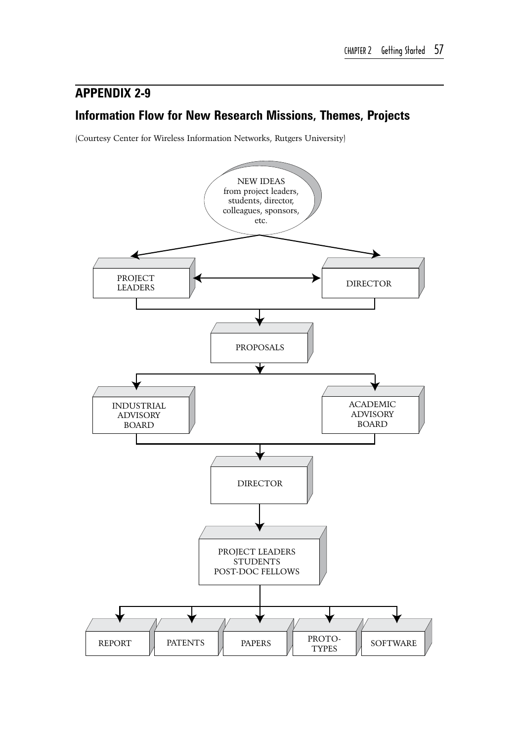## APPENDIX 2-9

### Information Flow for New Research Missions, Themes, Projects

(Courtesy Center for Wireless Information Networks, Rutgers University)

NEW IDEAS
from project leaders, students, director, colleagues, sponsors, etc.

PROJECT LEADERS

DIRECTOR

PROPOSALS

INDUSTRIAL ADVISORY BOARD

ACADEMIC ADVISORY BOARD

DIRECTOR

PROJECT LEADERS
STUDENTS
POST-DOC FELLOWS

REPORT

PATENTS

PAPERS

PROTO-TYPES

SOFTWARE